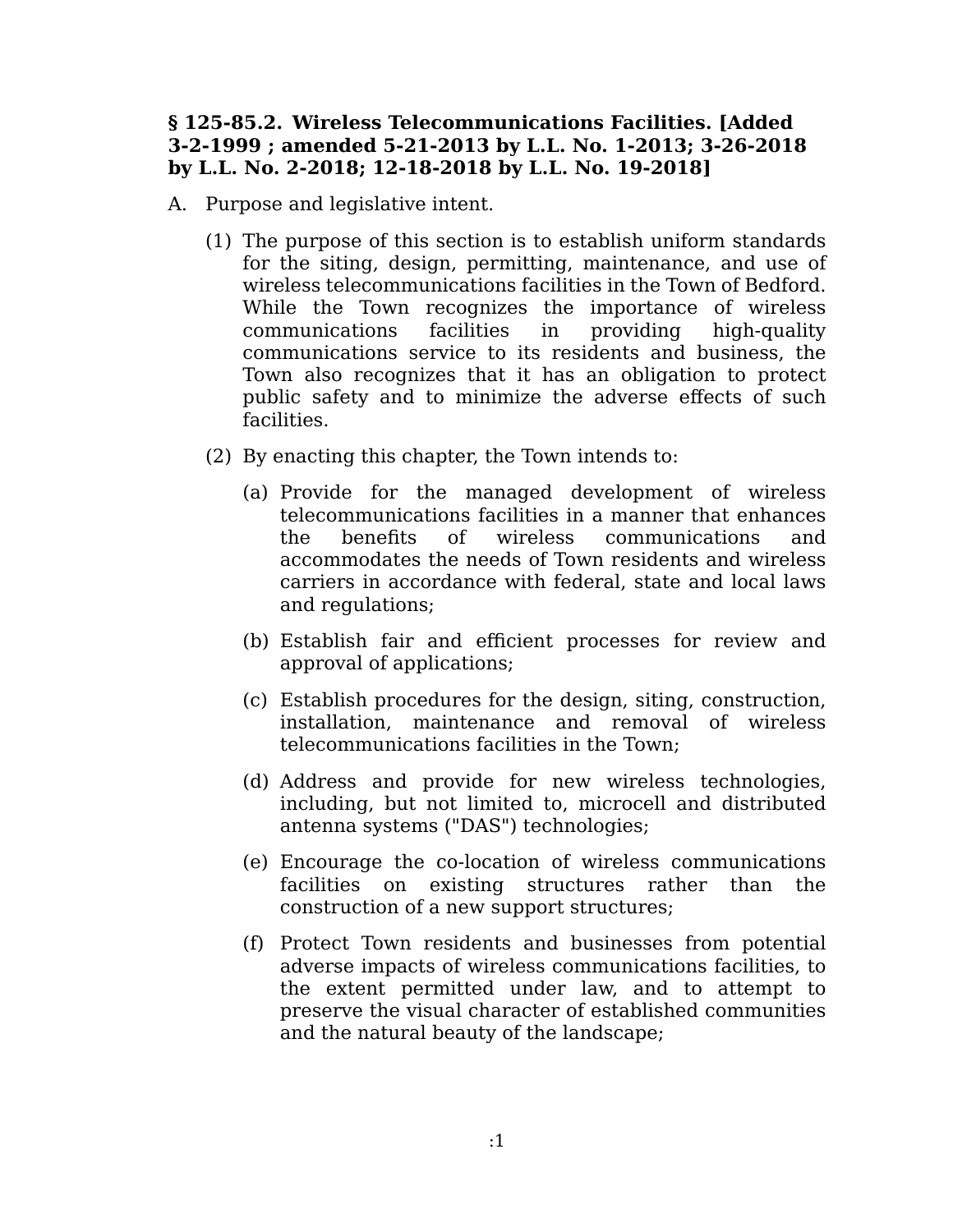## § 125-85.2. Wireless Telecommunications Facilities. [Added 3-2-1999 ; amended 5-21-2013 by L.L. No. 1-2013; 3-26-2018 by L.L. No. 2-2018; 12-18-2018 by L.L. No. 19-2018]

A. Purpose and legislative intent.

(1) The purpose of this section is to establish uniform standards for the siting, design, permitting, maintenance, and use of wireless telecommunications facilities in the Town of Bedford. While the Town recognizes the importance of wireless communications facilities in providing high-quality communications service to its residents and business, the Town also recognizes that it has an obligation to protect public safety and to minimize the adverse effects of such facilities.

(2) By enacting this chapter, the Town intends to:

(a) Provide for the managed development of wireless telecommunications facilities in a manner that enhances the benefits of wireless communications and accommodates the needs of Town residents and wireless carriers in accordance with federal, state and local laws and regulations;

(b) Establish fair and efficient processes for review and approval of applications;

(c) Establish procedures for the design, siting, construction, installation, maintenance and removal of wireless telecommunications facilities in the Town;

(d) Address and provide for new wireless technologies, including, but not limited to, microcell and distributed antenna systems ("DAS") technologies;

(e) Encourage the co-location of wireless communications facilities on existing structures rather than the construction of a new support structures;

(f) Protect Town residents and businesses from potential adverse impacts of wireless communications facilities, to the extent permitted under law, and to attempt to preserve the visual character of established communities and the natural beauty of the landscape;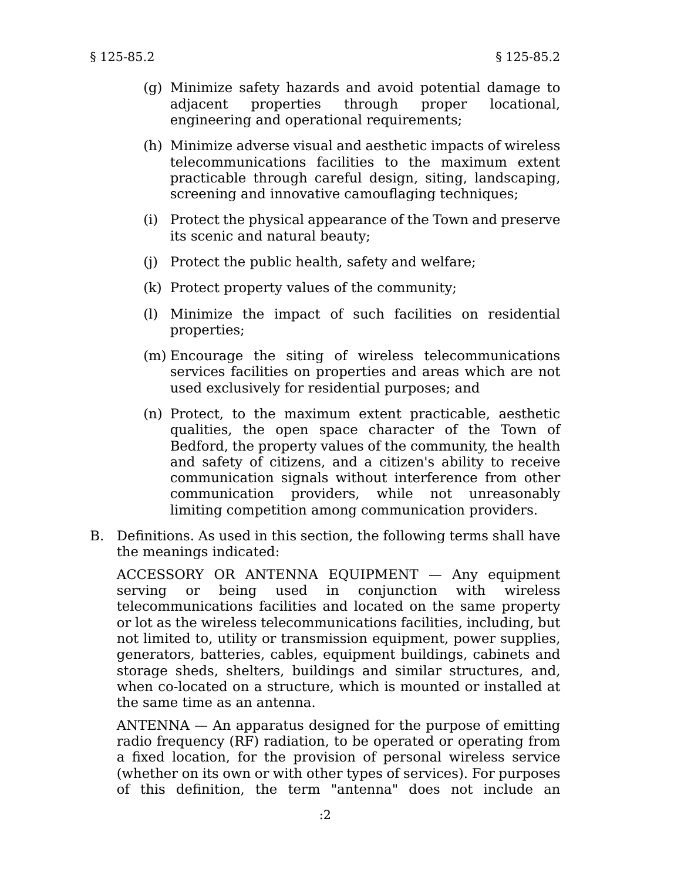(g) Minimize safety hazards and avoid potential damage to adjacent properties through proper locational, engineering and operational requirements;

(h) Minimize adverse visual and aesthetic impacts of wireless telecommunications facilities to the maximum extent practicable through careful design, siting, landscaping, screening and innovative camouflaging techniques;

(i) Protect the physical appearance of the Town and preserve its scenic and natural beauty;

(j) Protect the public health, safety and welfare;

(k) Protect property values of the community;

(l) Minimize the impact of such facilities on residential properties;

(m) Encourage the siting of wireless telecommunications services facilities on properties and areas which are not used exclusively for residential purposes; and

(n) Protect, to the maximum extent practicable, aesthetic qualities, the open space character of the Town of Bedford, the property values of the community, the health and safety of citizens, and a citizen's ability to receive communication signals without interference from other communication providers, while not unreasonably limiting competition among communication providers.

B. Definitions. As used in this section, the following terms shall have the meanings indicated:

ACCESSORY OR ANTENNA EQUIPMENT — Any equipment serving or being used in conjunction with wireless telecommunications facilities and located on the same property or lot as the wireless telecommunications facilities, including, but not limited to, utility or transmission equipment, power supplies, generators, batteries, cables, equipment buildings, cabinets and storage sheds, shelters, buildings and similar structures, and, when co-located on a structure, which is mounted or installed at the same time as an antenna.

ANTENNA — An apparatus designed for the purpose of emitting radio frequency (RF) radiation, to be operated or operating from a fixed location, for the provision of personal wireless service (whether on its own or with other types of services). For purposes of this definition, the term "antenna" does not include an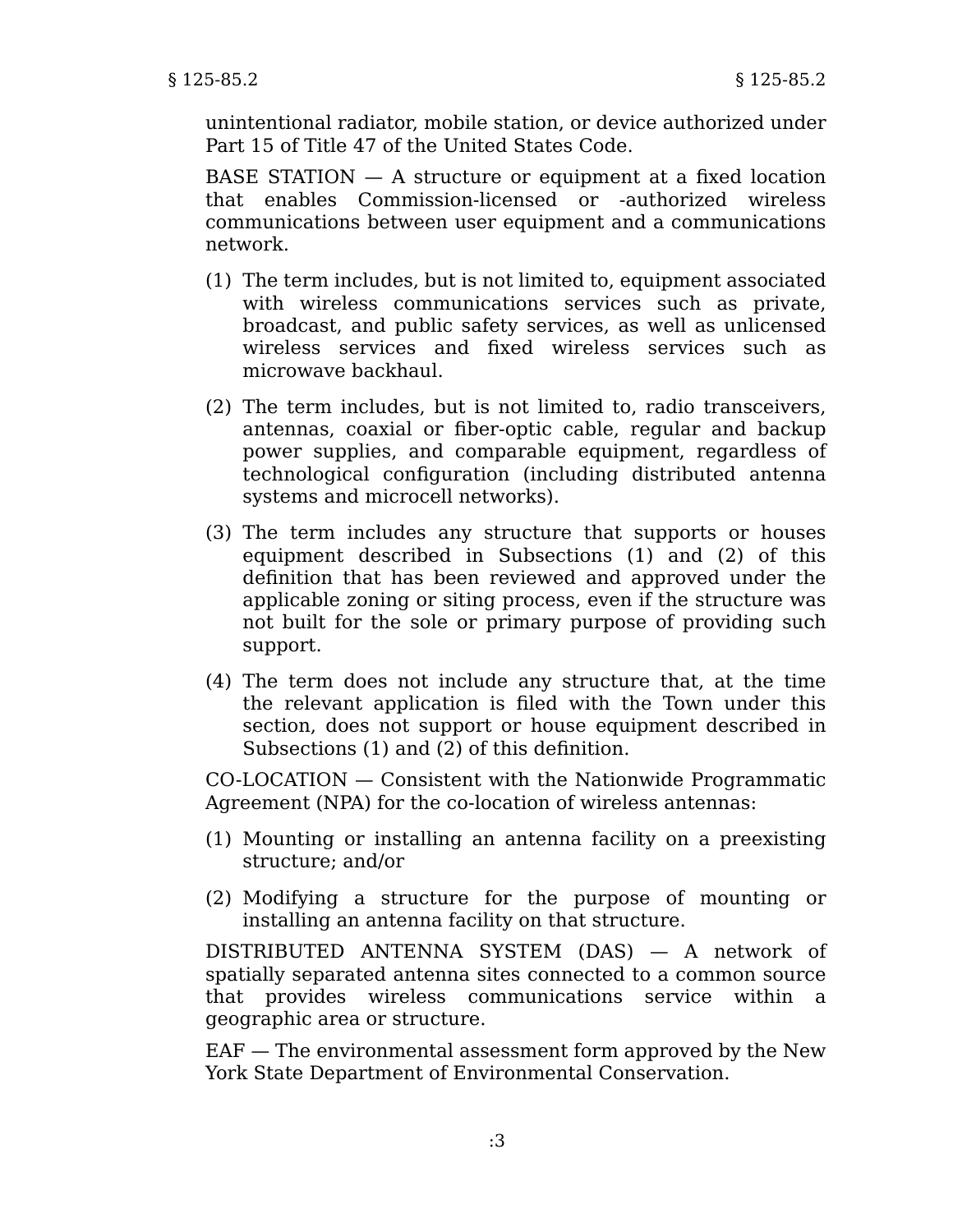unintentional radiator, mobile station, or device authorized under Part 15 of Title 47 of the United States Code.

BASE STATION — A structure or equipment at a fixed location that enables Commission-licensed or -authorized wireless communications between user equipment and a communications network.

(1) The term includes, but is not limited to, equipment associated with wireless communications services such as private, broadcast, and public safety services, as well as unlicensed wireless services and fixed wireless services such as microwave backhaul.

(2) The term includes, but is not limited to, radio transceivers, antennas, coaxial or fiber-optic cable, regular and backup power supplies, and comparable equipment, regardless of technological configuration (including distributed antenna systems and microcell networks).

(3) The term includes any structure that supports or houses equipment described in Subsections (1) and (2) of this definition that has been reviewed and approved under the applicable zoning or siting process, even if the structure was not built for the sole or primary purpose of providing such support.

(4) The term does not include any structure that, at the time the relevant application is filed with the Town under this section, does not support or house equipment described in Subsections (1) and (2) of this definition.

CO-LOCATION — Consistent with the Nationwide Programmatic Agreement (NPA) for the co-location of wireless antennas:

(1) Mounting or installing an antenna facility on a preexisting structure; and/or

(2) Modifying a structure for the purpose of mounting or installing an antenna facility on that structure.

DISTRIBUTED ANTENNA SYSTEM (DAS) — A network of spatially separated antenna sites connected to a common source that provides wireless communications service within a geographic area or structure.

EAF — The environmental assessment form approved by the New York State Department of Environmental Conservation.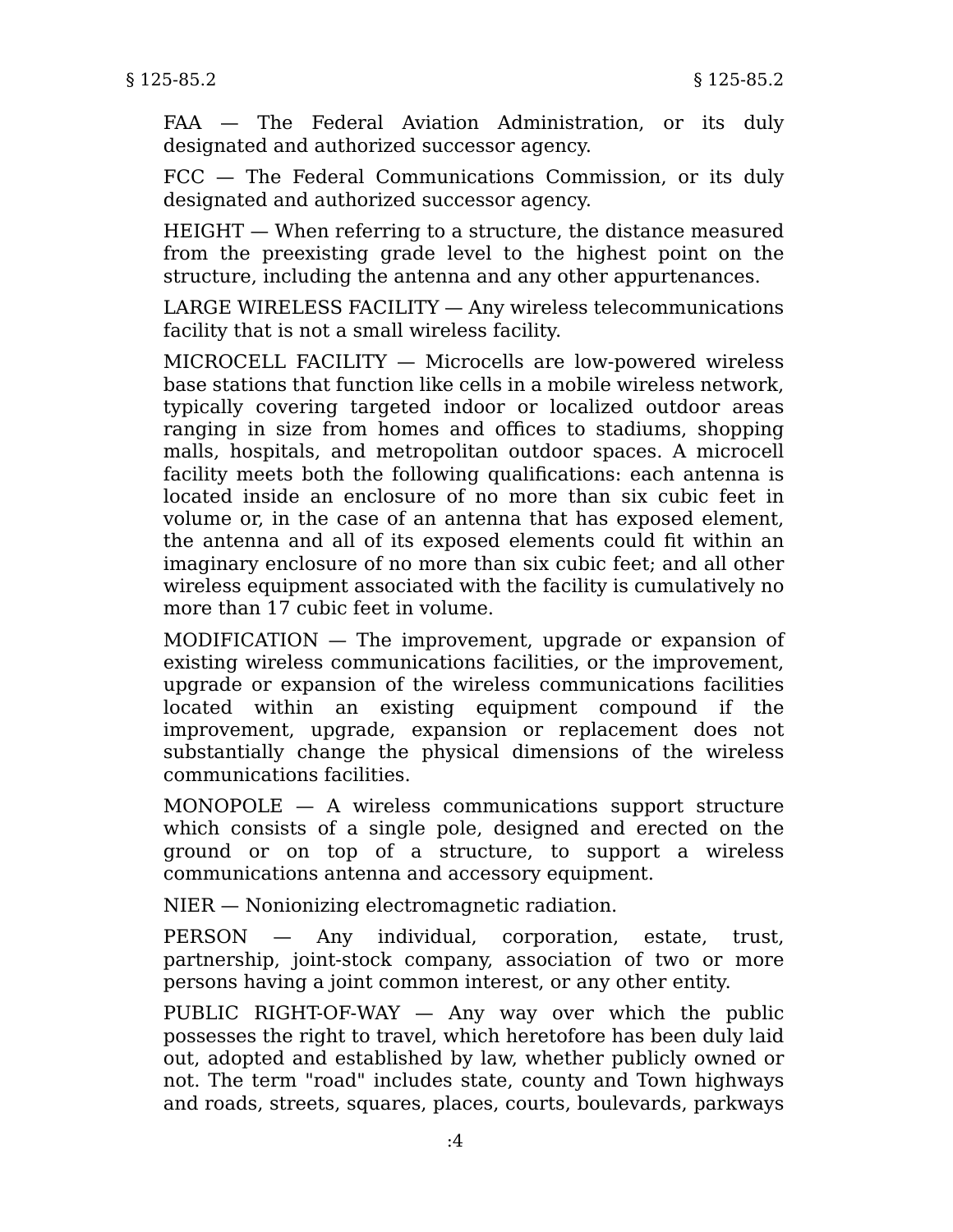FAA — The Federal Aviation Administration, or its duly designated and authorized successor agency.

FCC — The Federal Communications Commission, or its duly designated and authorized successor agency.

HEIGHT — When referring to a structure, the distance measured from the preexisting grade level to the highest point on the structure, including the antenna and any other appurtenances.

LARGE WIRELESS FACILITY — Any wireless telecommunications facility that is not a small wireless facility.

MICROCELL FACILITY — Microcells are low-powered wireless base stations that function like cells in a mobile wireless network, typically covering targeted indoor or localized outdoor areas ranging in size from homes and offices to stadiums, shopping malls, hospitals, and metropolitan outdoor spaces. A microcell facility meets both the following qualifications: each antenna is located inside an enclosure of no more than six cubic feet in volume or, in the case of an antenna that has exposed element, the antenna and all of its exposed elements could fit within an imaginary enclosure of no more than six cubic feet; and all other wireless equipment associated with the facility is cumulatively no more than 17 cubic feet in volume.

MODIFICATION — The improvement, upgrade or expansion of existing wireless communications facilities, or the improvement, upgrade or expansion of the wireless communications facilities located within an existing equipment compound if the improvement, upgrade, expansion or replacement does not substantially change the physical dimensions of the wireless communications facilities.

MONOPOLE — A wireless communications support structure which consists of a single pole, designed and erected on the ground or on top of a structure, to support a wireless communications antenna and accessory equipment.

NIER — Nonionizing electromagnetic radiation.

PERSON — Any individual, corporation, estate, trust, partnership, joint-stock company, association of two or more persons having a joint common interest, or any other entity.

PUBLIC RIGHT-OF-WAY — Any way over which the public possesses the right to travel, which heretofore has been duly laid out, adopted and established by law, whether publicly owned or not. The term "road" includes state, county and Town highways and roads, streets, squares, places, courts, boulevards, parkways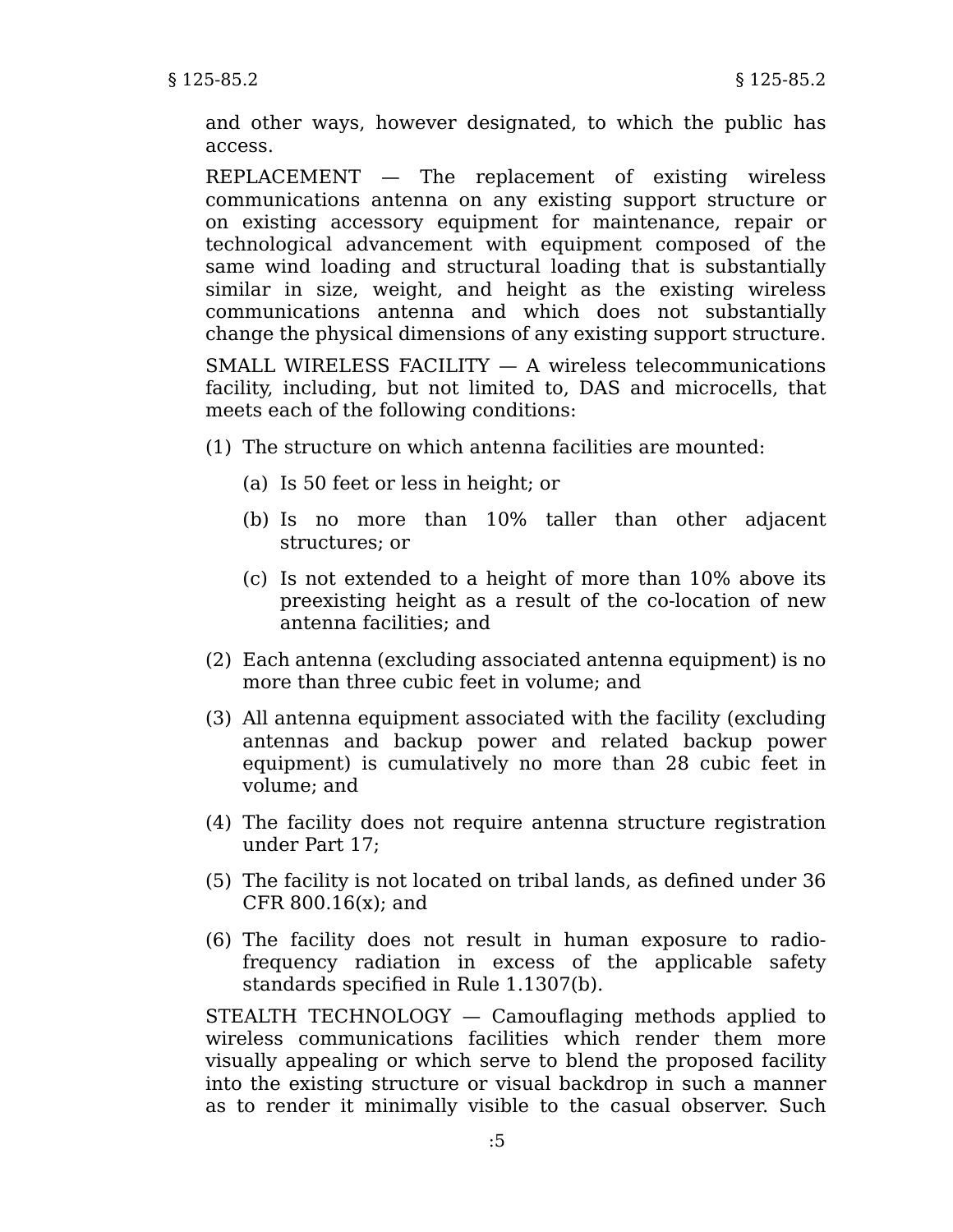and other ways, however designated, to which the public has access.

REPLACEMENT — The replacement of existing wireless communications antenna on any existing support structure or on existing accessory equipment for maintenance, repair or technological advancement with equipment composed of the same wind loading and structural loading that is substantially similar in size, weight, and height as the existing wireless communications antenna and which does not substantially change the physical dimensions of any existing support structure.

SMALL WIRELESS FACILITY — A wireless telecommunications facility, including, but not limited to, DAS and microcells, that meets each of the following conditions:

(1) The structure on which antenna facilities are mounted:

  (a) Is 50 feet or less in height; or

  (b) Is no more than 10% taller than other adjacent structures; or

  (c) Is not extended to a height of more than 10% above its preexisting height as a result of the co-location of new antenna facilities; and

(2) Each antenna (excluding associated antenna equipment) is no more than three cubic feet in volume; and

(3) All antenna equipment associated with the facility (excluding antennas and backup power and related backup power equipment) is cumulatively no more than 28 cubic feet in volume; and

(4) The facility does not require antenna structure registration under Part 17;

(5) The facility is not located on tribal lands, as defined under 36 CFR 800.16(x); and

(6) The facility does not result in human exposure to radiofrequency radiation in excess of the applicable safety standards specified in Rule 1.1307(b).

STEALTH TECHNOLOGY — Camouflaging methods applied to wireless communications facilities which render them more visually appealing or which serve to blend the proposed facility into the existing structure or visual backdrop in such a manner as to render it minimally visible to the casual observer. Such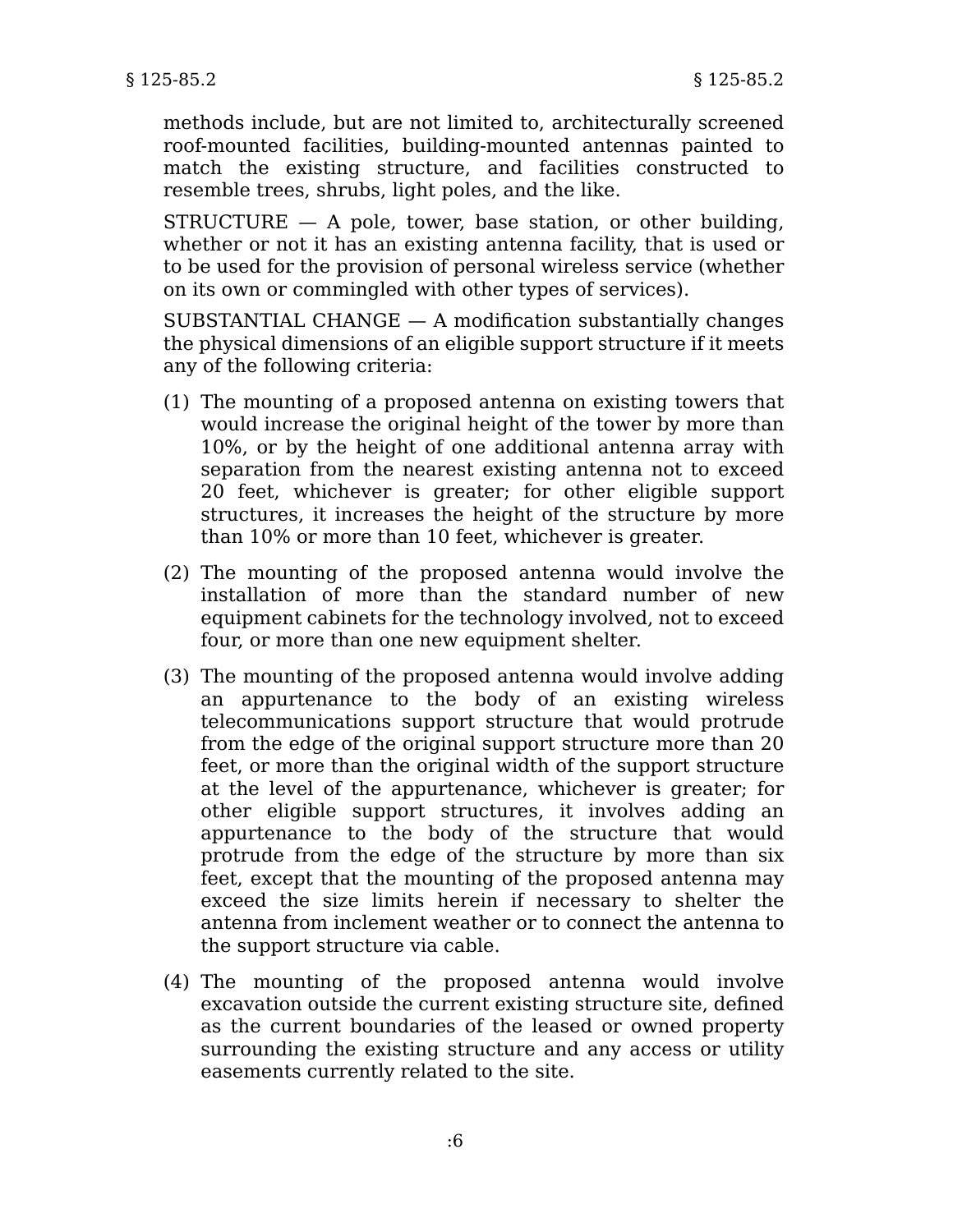methods include, but are not limited to, architecturally screened roof-mounted facilities, building-mounted antennas painted to match the existing structure, and facilities constructed to resemble trees, shrubs, light poles, and the like.

STRUCTURE — A pole, tower, base station, or other building, whether or not it has an existing antenna facility, that is used or to be used for the provision of personal wireless service (whether on its own or commingled with other types of services).

SUBSTANTIAL CHANGE — A modification substantially changes the physical dimensions of an eligible support structure if it meets any of the following criteria:

(1) The mounting of a proposed antenna on existing towers that would increase the original height of the tower by more than 10%, or by the height of one additional antenna array with separation from the nearest existing antenna not to exceed 20 feet, whichever is greater; for other eligible support structures, it increases the height of the structure by more than 10% or more than 10 feet, whichever is greater.

(2) The mounting of the proposed antenna would involve the installation of more than the standard number of new equipment cabinets for the technology involved, not to exceed four, or more than one new equipment shelter.

(3) The mounting of the proposed antenna would involve adding an appurtenance to the body of an existing wireless telecommunications support structure that would protrude from the edge of the original support structure more than 20 feet, or more than the original width of the support structure at the level of the appurtenance, whichever is greater; for other eligible support structures, it involves adding an appurtenance to the body of the structure that would protrude from the edge of the structure by more than six feet, except that the mounting of the proposed antenna may exceed the size limits herein if necessary to shelter the antenna from inclement weather or to connect the antenna to the support structure via cable.

(4) The mounting of the proposed antenna would involve excavation outside the current existing structure site, defined as the current boundaries of the leased or owned property surrounding the existing structure and any access or utility easements currently related to the site.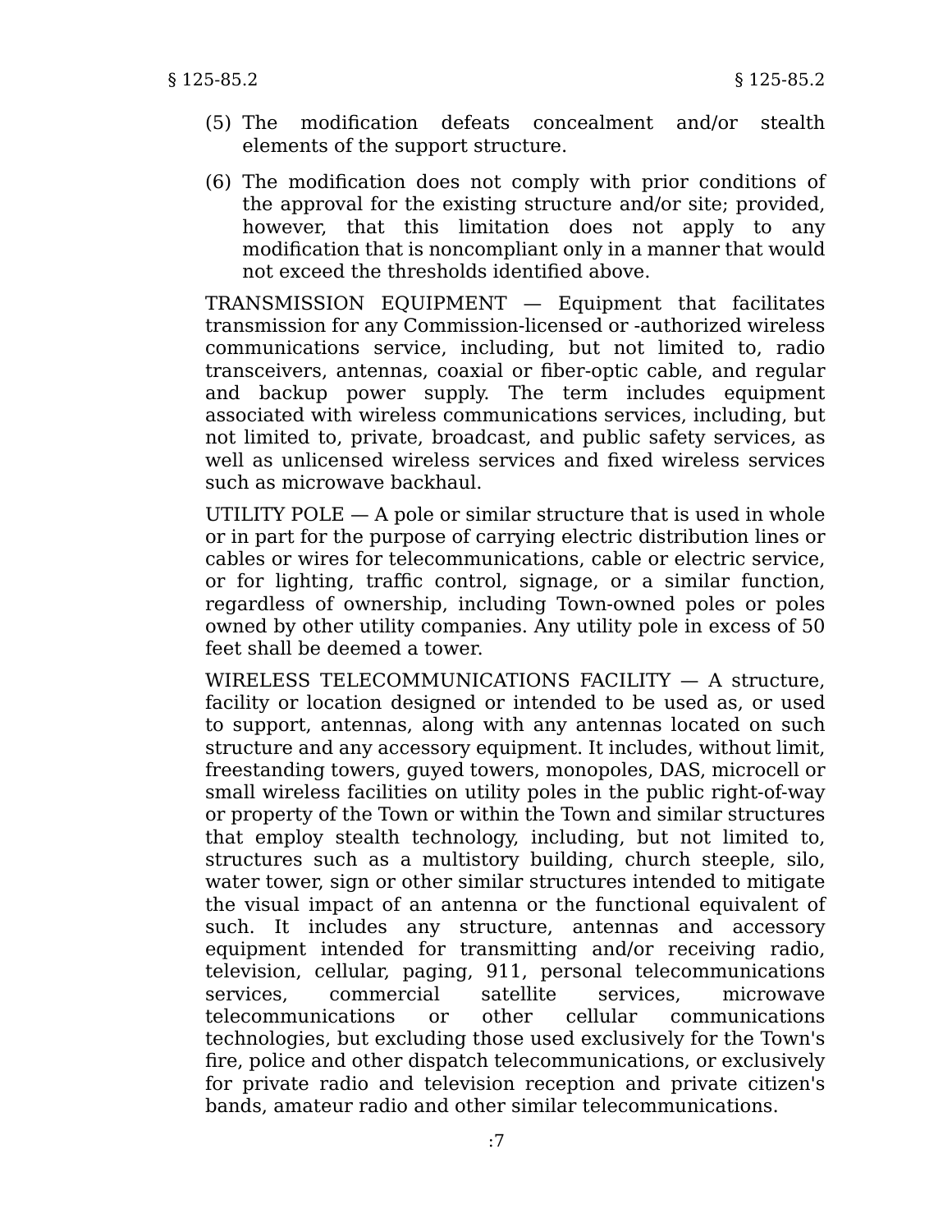(5) The modification defeats concealment and/or stealth elements of the support structure.

(6) The modification does not comply with prior conditions of the approval for the existing structure and/or site; provided, however, that this limitation does not apply to any modification that is noncompliant only in a manner that would not exceed the thresholds identified above.

TRANSMISSION EQUIPMENT — Equipment that facilitates transmission for any Commission-licensed or -authorized wireless communications service, including, but not limited to, radio transceivers, antennas, coaxial or fiber-optic cable, and regular and backup power supply. The term includes equipment associated with wireless communications services, including, but not limited to, private, broadcast, and public safety services, as well as unlicensed wireless services and fixed wireless services such as microwave backhaul.

UTILITY POLE — A pole or similar structure that is used in whole or in part for the purpose of carrying electric distribution lines or cables or wires for telecommunications, cable or electric service, or for lighting, traffic control, signage, or a similar function, regardless of ownership, including Town-owned poles or poles owned by other utility companies. Any utility pole in excess of 50 feet shall be deemed a tower.

WIRELESS TELECOMMUNICATIONS FACILITY — A structure, facility or location designed or intended to be used as, or used to support, antennas, along with any antennas located on such structure and any accessory equipment. It includes, without limit, freestanding towers, guyed towers, monopoles, DAS, microcell or small wireless facilities on utility poles in the public right-of-way or property of the Town or within the Town and similar structures that employ stealth technology, including, but not limited to, structures such as a multistory building, church steeple, silo, water tower, sign or other similar structures intended to mitigate the visual impact of an antenna or the functional equivalent of such. It includes any structure, antennas and accessory equipment intended for transmitting and/or receiving radio, television, cellular, paging, 911, personal telecommunications services, commercial satellite services, microwave telecommunications or other cellular communications technologies, but excluding those used exclusively for the Town's fire, police and other dispatch telecommunications, or exclusively for private radio and television reception and private citizen's bands, amateur radio and other similar telecommunications.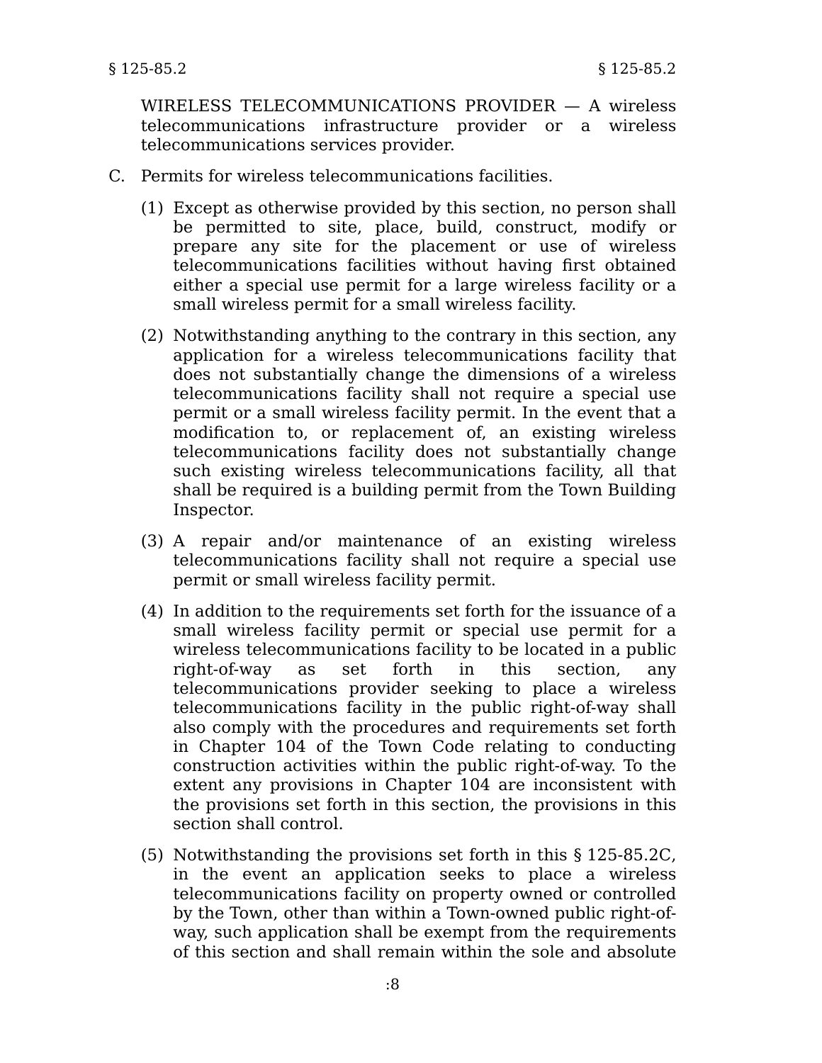WIRELESS TELECOMMUNICATIONS PROVIDER — A wireless telecommunications infrastructure provider or a wireless telecommunications services provider.

C. Permits for wireless telecommunications facilities.

(1) Except as otherwise provided by this section, no person shall be permitted to site, place, build, construct, modify or prepare any site for the placement or use of wireless telecommunications facilities without having first obtained either a special use permit for a large wireless facility or a small wireless permit for a small wireless facility.

(2) Notwithstanding anything to the contrary in this section, any application for a wireless telecommunications facility that does not substantially change the dimensions of a wireless telecommunications facility shall not require a special use permit or a small wireless facility permit. In the event that a modification to, or replacement of, an existing wireless telecommunications facility does not substantially change such existing wireless telecommunications facility, all that shall be required is a building permit from the Town Building Inspector.

(3) A repair and/or maintenance of an existing wireless telecommunications facility shall not require a special use permit or small wireless facility permit.

(4) In addition to the requirements set forth for the issuance of a small wireless facility permit or special use permit for a wireless telecommunications facility to be located in a public right-of-way as set forth in this section, any telecommunications provider seeking to place a wireless telecommunications facility in the public right-of-way shall also comply with the procedures and requirements set forth in Chapter 104 of the Town Code relating to conducting construction activities within the public right-of-way. To the extent any provisions in Chapter 104 are inconsistent with the provisions set forth in this section, the provisions in this section shall control.

(5) Notwithstanding the provisions set forth in this § 125-85.2C, in the event an application seeks to place a wireless telecommunications facility on property owned or controlled by the Town, other than within a Town-owned public right-of-way, such application shall be exempt from the requirements of this section and shall remain within the sole and absolute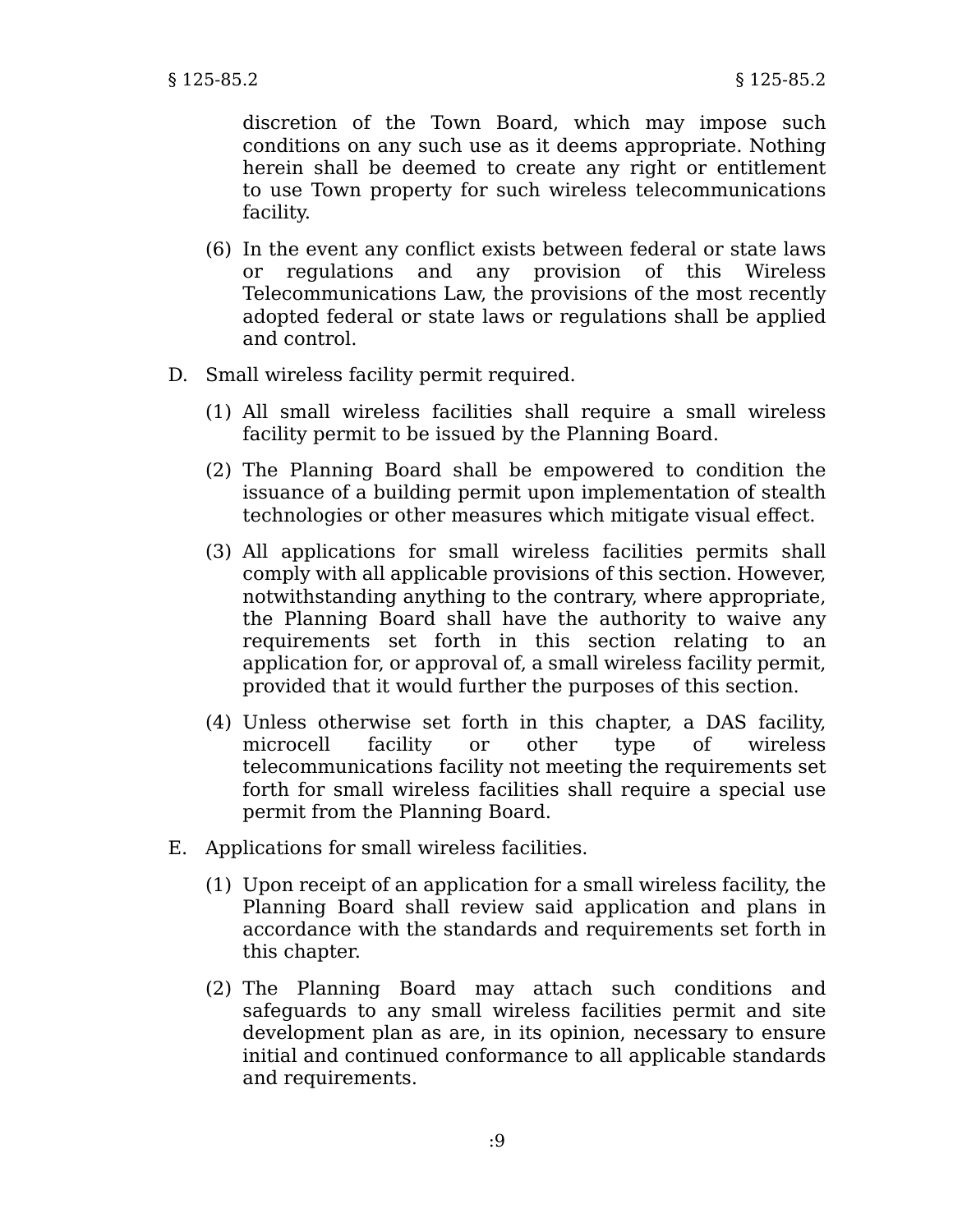discretion of the Town Board, which may impose such conditions on any such use as it deems appropriate. Nothing herein shall be deemed to create any right or entitlement to use Town property for such wireless telecommunications facility.

(6) In the event any conflict exists between federal or state laws or regulations and any provision of this Wireless Telecommunications Law, the provisions of the most recently adopted federal or state laws or regulations shall be applied and control.

D. Small wireless facility permit required.

(1) All small wireless facilities shall require a small wireless facility permit to be issued by the Planning Board.

(2) The Planning Board shall be empowered to condition the issuance of a building permit upon implementation of stealth technologies or other measures which mitigate visual effect.

(3) All applications for small wireless facilities permits shall comply with all applicable provisions of this section. However, notwithstanding anything to the contrary, where appropriate, the Planning Board shall have the authority to waive any requirements set forth in this section relating to an application for, or approval of, a small wireless facility permit, provided that it would further the purposes of this section.

(4) Unless otherwise set forth in this chapter, a DAS facility, microcell facility or other type of wireless telecommunications facility not meeting the requirements set forth for small wireless facilities shall require a special use permit from the Planning Board.

E. Applications for small wireless facilities.

(1) Upon receipt of an application for a small wireless facility, the Planning Board shall review said application and plans in accordance with the standards and requirements set forth in this chapter.

(2) The Planning Board may attach such conditions and safeguards to any small wireless facilities permit and site development plan as are, in its opinion, necessary to ensure initial and continued conformance to all applicable standards and requirements.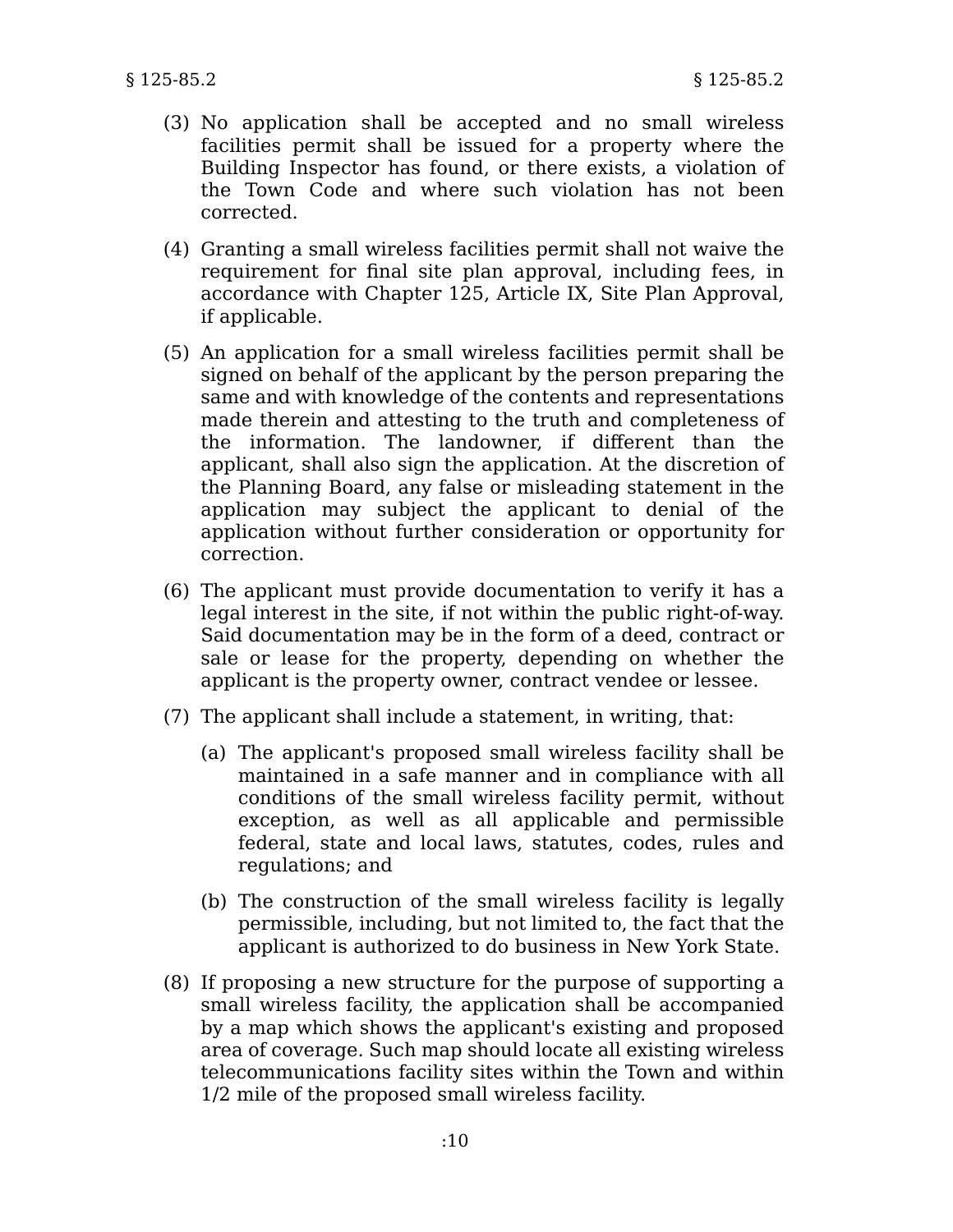(3) No application shall be accepted and no small wireless facilities permit shall be issued for a property where the Building Inspector has found, or there exists, a violation of the Town Code and where such violation has not been corrected.

(4) Granting a small wireless facilities permit shall not waive the requirement for final site plan approval, including fees, in accordance with Chapter 125, Article IX, Site Plan Approval, if applicable.

(5) An application for a small wireless facilities permit shall be signed on behalf of the applicant by the person preparing the same and with knowledge of the contents and representations made therein and attesting to the truth and completeness of the information. The landowner, if different than the applicant, shall also sign the application. At the discretion of the Planning Board, any false or misleading statement in the application may subject the applicant to denial of the application without further consideration or opportunity for correction.

(6) The applicant must provide documentation to verify it has a legal interest in the site, if not within the public right-of-way. Said documentation may be in the form of a deed, contract or sale or lease for the property, depending on whether the applicant is the property owner, contract vendee or lessee.

(7) The applicant shall include a statement, in writing, that:

   (a) The applicant's proposed small wireless facility shall be maintained in a safe manner and in compliance with all conditions of the small wireless facility permit, without exception, as well as all applicable and permissible federal, state and local laws, statutes, codes, rules and regulations; and

   (b) The construction of the small wireless facility is legally permissible, including, but not limited to, the fact that the applicant is authorized to do business in New York State.

(8) If proposing a new structure for the purpose of supporting a small wireless facility, the application shall be accompanied by a map which shows the applicant's existing and proposed area of coverage. Such map should locate all existing wireless telecommunications facility sites within the Town and within 1/2 mile of the proposed small wireless facility.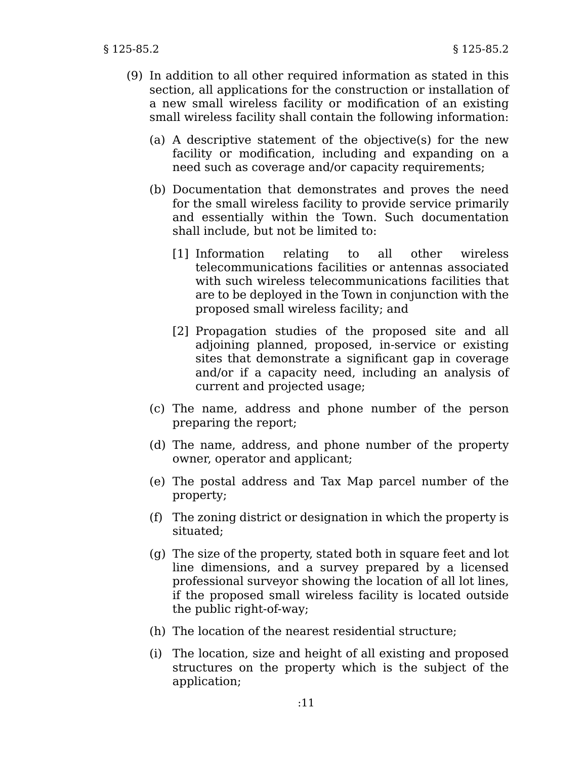(9) In addition to all other required information as stated in this section, all applications for the construction or installation of a new small wireless facility or modification of an existing small wireless facility shall contain the following information:

(a) A descriptive statement of the objective(s) for the new facility or modification, including and expanding on a need such as coverage and/or capacity requirements;

(b) Documentation that demonstrates and proves the need for the small wireless facility to provide service primarily and essentially within the Town. Such documentation shall include, but not be limited to:

[1] Information relating to all other wireless telecommunications facilities or antennas associated with such wireless telecommunications facilities that are to be deployed in the Town in conjunction with the proposed small wireless facility; and

[2] Propagation studies of the proposed site and all adjoining planned, proposed, in-service or existing sites that demonstrate a significant gap in coverage and/or if a capacity need, including an analysis of current and projected usage;

(c) The name, address and phone number of the person preparing the report;

(d) The name, address, and phone number of the property owner, operator and applicant;

(e) The postal address and Tax Map parcel number of the property;

(f) The zoning district or designation in which the property is situated;

(g) The size of the property, stated both in square feet and lot line dimensions, and a survey prepared by a licensed professional surveyor showing the location of all lot lines, if the proposed small wireless facility is located outside the public right-of-way;

(h) The location of the nearest residential structure;

(i) The location, size and height of all existing and proposed structures on the property which is the subject of the application;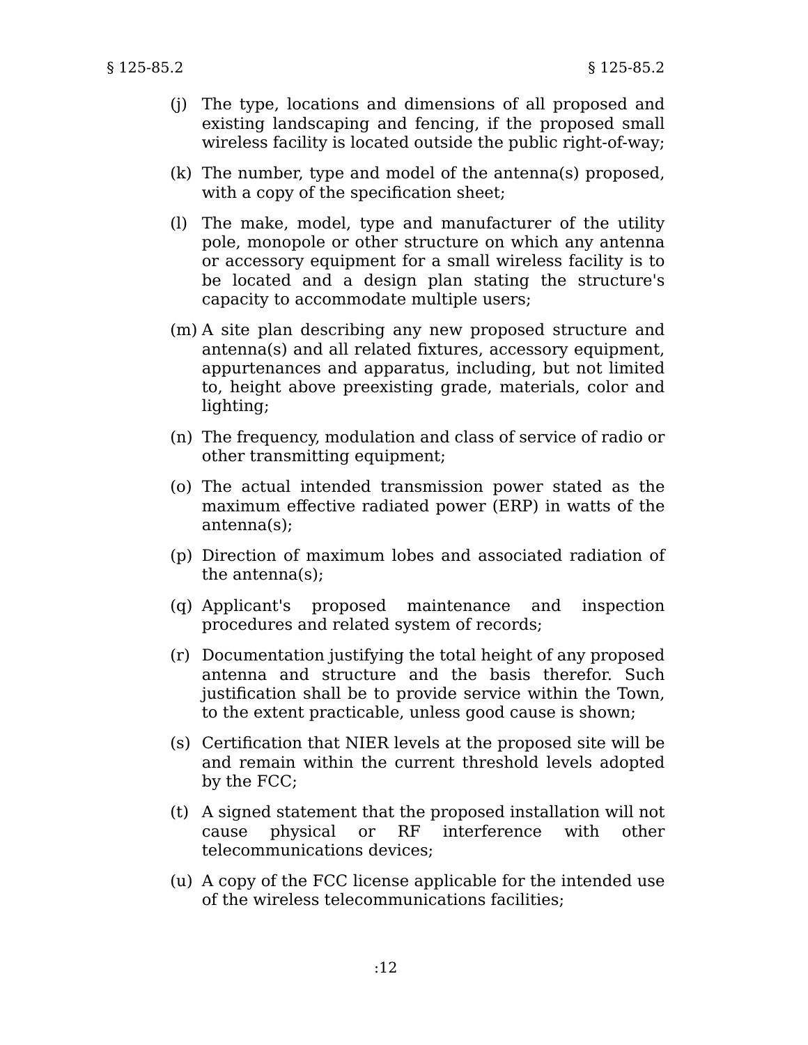(j) The type, locations and dimensions of all proposed and existing landscaping and fencing, if the proposed small wireless facility is located outside the public right-of-way;

(k) The number, type and model of the antenna(s) proposed, with a copy of the specification sheet;

(l) The make, model, type and manufacturer of the utility pole, monopole or other structure on which any antenna or accessory equipment for a small wireless facility is to be located and a design plan stating the structure's capacity to accommodate multiple users;

(m) A site plan describing any new proposed structure and antenna(s) and all related fixtures, accessory equipment, appurtenances and apparatus, including, but not limited to, height above preexisting grade, materials, color and lighting;

(n) The frequency, modulation and class of service of radio or other transmitting equipment;

(o) The actual intended transmission power stated as the maximum effective radiated power (ERP) in watts of the antenna(s);

(p) Direction of maximum lobes and associated radiation of the antenna(s);

(q) Applicant's proposed maintenance and inspection procedures and related system of records;

(r) Documentation justifying the total height of any proposed antenna and structure and the basis therefor. Such justification shall be to provide service within the Town, to the extent practicable, unless good cause is shown;

(s) Certification that NIER levels at the proposed site will be and remain within the current threshold levels adopted by the FCC;

(t) A signed statement that the proposed installation will not cause physical or RF interference with other telecommunications devices;

(u) A copy of the FCC license applicable for the intended use of the wireless telecommunications facilities;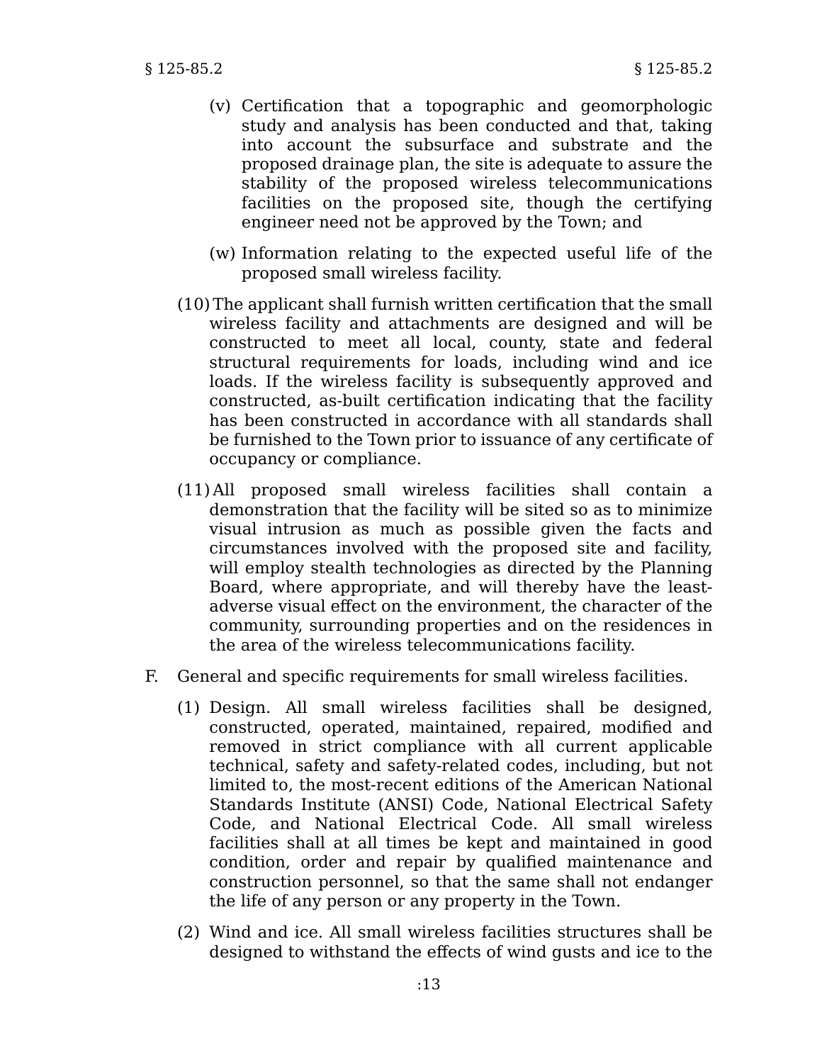(v) Certification that a topographic and geomorphologic study and analysis has been conducted and that, taking into account the subsurface and substrate and the proposed drainage plan, the site is adequate to assure the stability of the proposed wireless telecommunications facilities on the proposed site, though the certifying engineer need not be approved by the Town; and

(w) Information relating to the expected useful life of the proposed small wireless facility.

(10) The applicant shall furnish written certification that the small wireless facility and attachments are designed and will be constructed to meet all local, county, state and federal structural requirements for loads, including wind and ice loads. If the wireless facility is subsequently approved and constructed, as-built certification indicating that the facility has been constructed in accordance with all standards shall be furnished to the Town prior to issuance of any certificate of occupancy or compliance.

(11) All proposed small wireless facilities shall contain a demonstration that the facility will be sited so as to minimize visual intrusion as much as possible given the facts and circumstances involved with the proposed site and facility, will employ stealth technologies as directed by the Planning Board, where appropriate, and will thereby have the least-adverse visual effect on the environment, the character of the community, surrounding properties and on the residences in the area of the wireless telecommunications facility.

F. General and specific requirements for small wireless facilities.

(1) Design. All small wireless facilities shall be designed, constructed, operated, maintained, repaired, modified and removed in strict compliance with all current applicable technical, safety and safety-related codes, including, but not limited to, the most-recent editions of the American National Standards Institute (ANSI) Code, National Electrical Safety Code, and National Electrical Code. All small wireless facilities shall at all times be kept and maintained in good condition, order and repair by qualified maintenance and construction personnel, so that the same shall not endanger the life of any person or any property in the Town.

(2) Wind and ice. All small wireless facilities structures shall be designed to withstand the effects of wind gusts and ice to the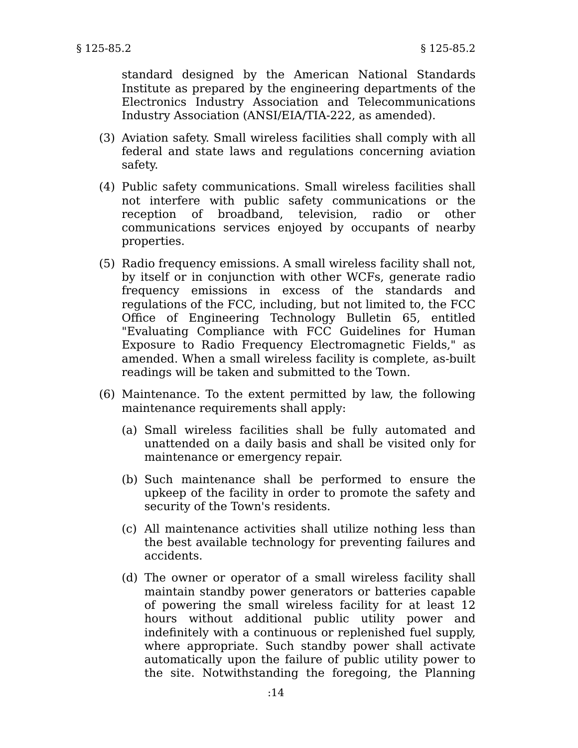standard designed by the American National Standards Institute as prepared by the engineering departments of the Electronics Industry Association and Telecommunications Industry Association (ANSI/EIA/TIA-222, as amended).

(3) Aviation safety. Small wireless facilities shall comply with all federal and state laws and regulations concerning aviation safety.

(4) Public safety communications. Small wireless facilities shall not interfere with public safety communications or the reception of broadband, television, radio or other communications services enjoyed by occupants of nearby properties.

(5) Radio frequency emissions. A small wireless facility shall not, by itself or in conjunction with other WCFs, generate radio frequency emissions in excess of the standards and regulations of the FCC, including, but not limited to, the FCC Office of Engineering Technology Bulletin 65, entitled "Evaluating Compliance with FCC Guidelines for Human Exposure to Radio Frequency Electromagnetic Fields," as amended. When a small wireless facility is complete, as-built readings will be taken and submitted to the Town.

(6) Maintenance. To the extent permitted by law, the following maintenance requirements shall apply:

   (a) Small wireless facilities shall be fully automated and unattended on a daily basis and shall be visited only for maintenance or emergency repair.

   (b) Such maintenance shall be performed to ensure the upkeep of the facility in order to promote the safety and security of the Town's residents.

   (c) All maintenance activities shall utilize nothing less than the best available technology for preventing failures and accidents.

   (d) The owner or operator of a small wireless facility shall maintain standby power generators or batteries capable of powering the small wireless facility for at least 12 hours without additional public utility power and indefinitely with a continuous or replenished fuel supply, where appropriate. Such standby power shall activate automatically upon the failure of public utility power to the site. Notwithstanding the foregoing, the Planning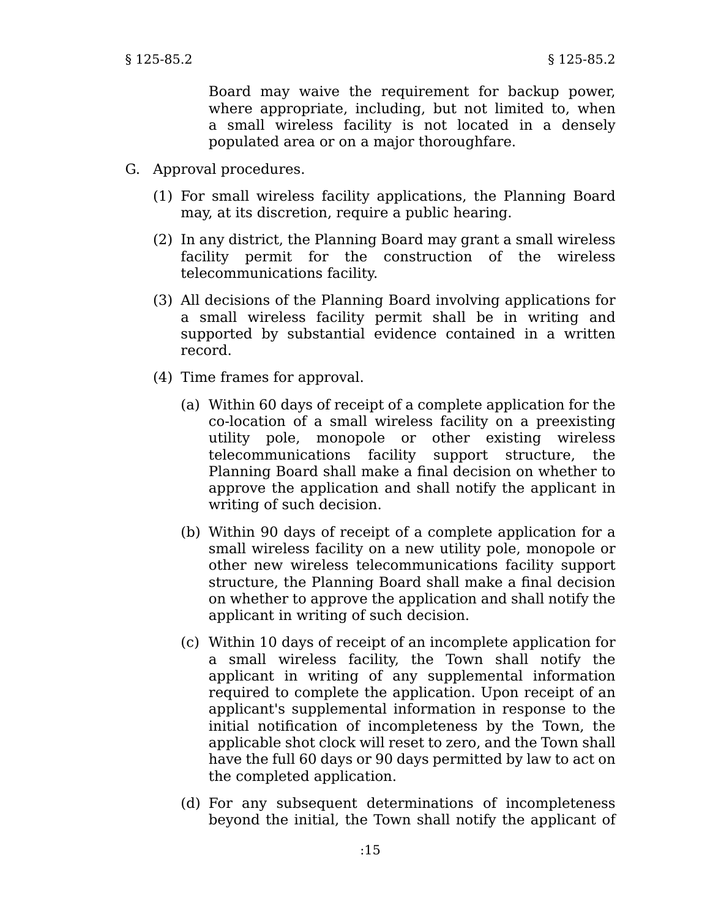Board may waive the requirement for backup power, where appropriate, including, but not limited to, when a small wireless facility is not located in a densely populated area or on a major thoroughfare.

G. Approval procedures.

(1) For small wireless facility applications, the Planning Board may, at its discretion, require a public hearing.

(2) In any district, the Planning Board may grant a small wireless facility permit for the construction of the wireless telecommunications facility.

(3) All decisions of the Planning Board involving applications for a small wireless facility permit shall be in writing and supported by substantial evidence contained in a written record.

(4) Time frames for approval.

(a) Within 60 days of receipt of a complete application for the co-location of a small wireless facility on a preexisting utility pole, monopole or other existing wireless telecommunications facility support structure, the Planning Board shall make a final decision on whether to approve the application and shall notify the applicant in writing of such decision.

(b) Within 90 days of receipt of a complete application for a small wireless facility on a new utility pole, monopole or other new wireless telecommunications facility support structure, the Planning Board shall make a final decision on whether to approve the application and shall notify the applicant in writing of such decision.

(c) Within 10 days of receipt of an incomplete application for a small wireless facility, the Town shall notify the applicant in writing of any supplemental information required to complete the application. Upon receipt of an applicant's supplemental information in response to the initial notification of incompleteness by the Town, the applicable shot clock will reset to zero, and the Town shall have the full 60 days or 90 days permitted by law to act on the completed application.

(d) For any subsequent determinations of incompleteness beyond the initial, the Town shall notify the applicant of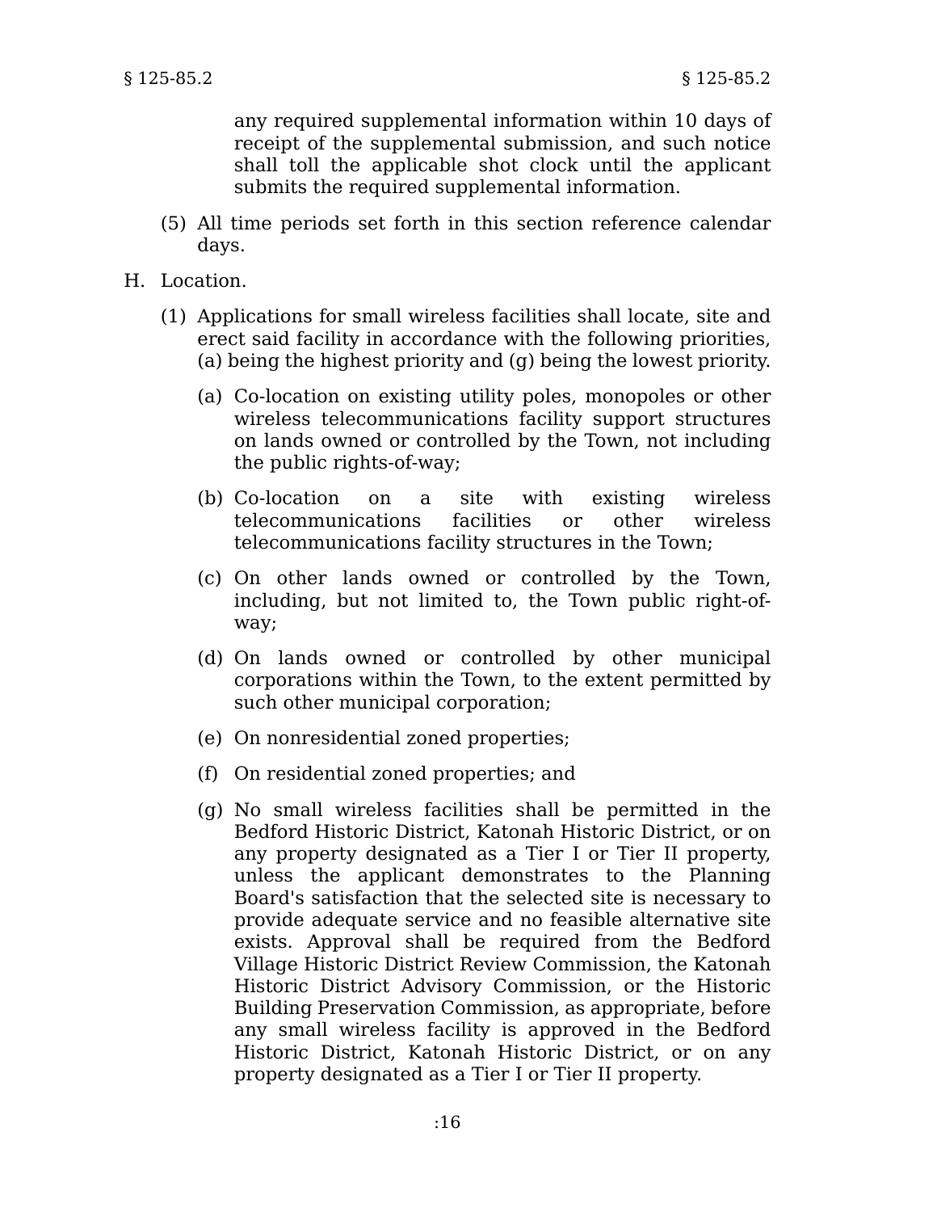any required supplemental information within 10 days of receipt of the supplemental submission, and such notice shall toll the applicable shot clock until the applicant submits the required supplemental information.

(5) All time periods set forth in this section reference calendar days.

H. Location.

(1) Applications for small wireless facilities shall locate, site and erect said facility in accordance with the following priorities, (a) being the highest priority and (g) being the lowest priority.

(a) Co-location on existing utility poles, monopoles or other wireless telecommunications facility support structures on lands owned or controlled by the Town, not including the public rights-of-way;

(b) Co-location on a site with existing wireless telecommunications facilities or other wireless telecommunications facility structures in the Town;

(c) On other lands owned or controlled by the Town, including, but not limited to, the Town public right-of-way;

(d) On lands owned or controlled by other municipal corporations within the Town, to the extent permitted by such other municipal corporation;

(e) On nonresidential zoned properties;

(f) On residential zoned properties; and

(g) No small wireless facilities shall be permitted in the Bedford Historic District, Katonah Historic District, or on any property designated as a Tier I or Tier II property, unless the applicant demonstrates to the Planning Board's satisfaction that the selected site is necessary to provide adequate service and no feasible alternative site exists. Approval shall be required from the Bedford Village Historic District Review Commission, the Katonah Historic District Advisory Commission, or the Historic Building Preservation Commission, as appropriate, before any small wireless facility is approved in the Bedford Historic District, Katonah Historic District, or on any property designated as a Tier I or Tier II property.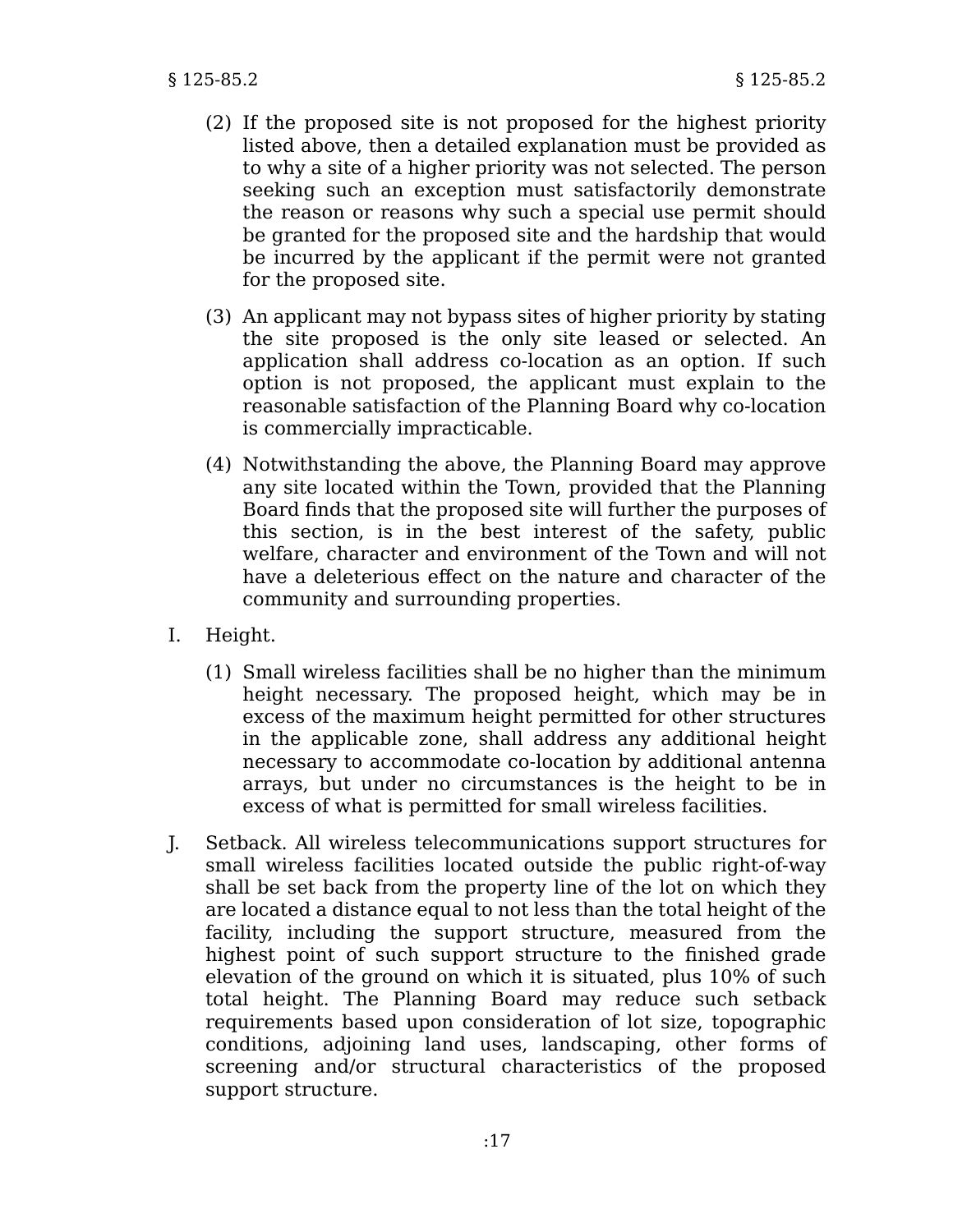(2) If the proposed site is not proposed for the highest priority listed above, then a detailed explanation must be provided as to why a site of a higher priority was not selected. The person seeking such an exception must satisfactorily demonstrate the reason or reasons why such a special use permit should be granted for the proposed site and the hardship that would be incurred by the applicant if the permit were not granted for the proposed site.

(3) An applicant may not bypass sites of higher priority by stating the site proposed is the only site leased or selected. An application shall address co-location as an option. If such option is not proposed, the applicant must explain to the reasonable satisfaction of the Planning Board why co-location is commercially impracticable.

(4) Notwithstanding the above, the Planning Board may approve any site located within the Town, provided that the Planning Board finds that the proposed site will further the purposes of this section, is in the best interest of the safety, public welfare, character and environment of the Town and will not have a deleterious effect on the nature and character of the community and surrounding properties.

I. Height.

(1) Small wireless facilities shall be no higher than the minimum height necessary. The proposed height, which may be in excess of the maximum height permitted for other structures in the applicable zone, shall address any additional height necessary to accommodate co-location by additional antenna arrays, but under no circumstances is the height to be in excess of what is permitted for small wireless facilities.

J. Setback. All wireless telecommunications support structures for small wireless facilities located outside the public right-of-way shall be set back from the property line of the lot on which they are located a distance equal to not less than the total height of the facility, including the support structure, measured from the highest point of such support structure to the finished grade elevation of the ground on which it is situated, plus 10% of such total height. The Planning Board may reduce such setback requirements based upon consideration of lot size, topographic conditions, adjoining land uses, landscaping, other forms of screening and/or structural characteristics of the proposed support structure.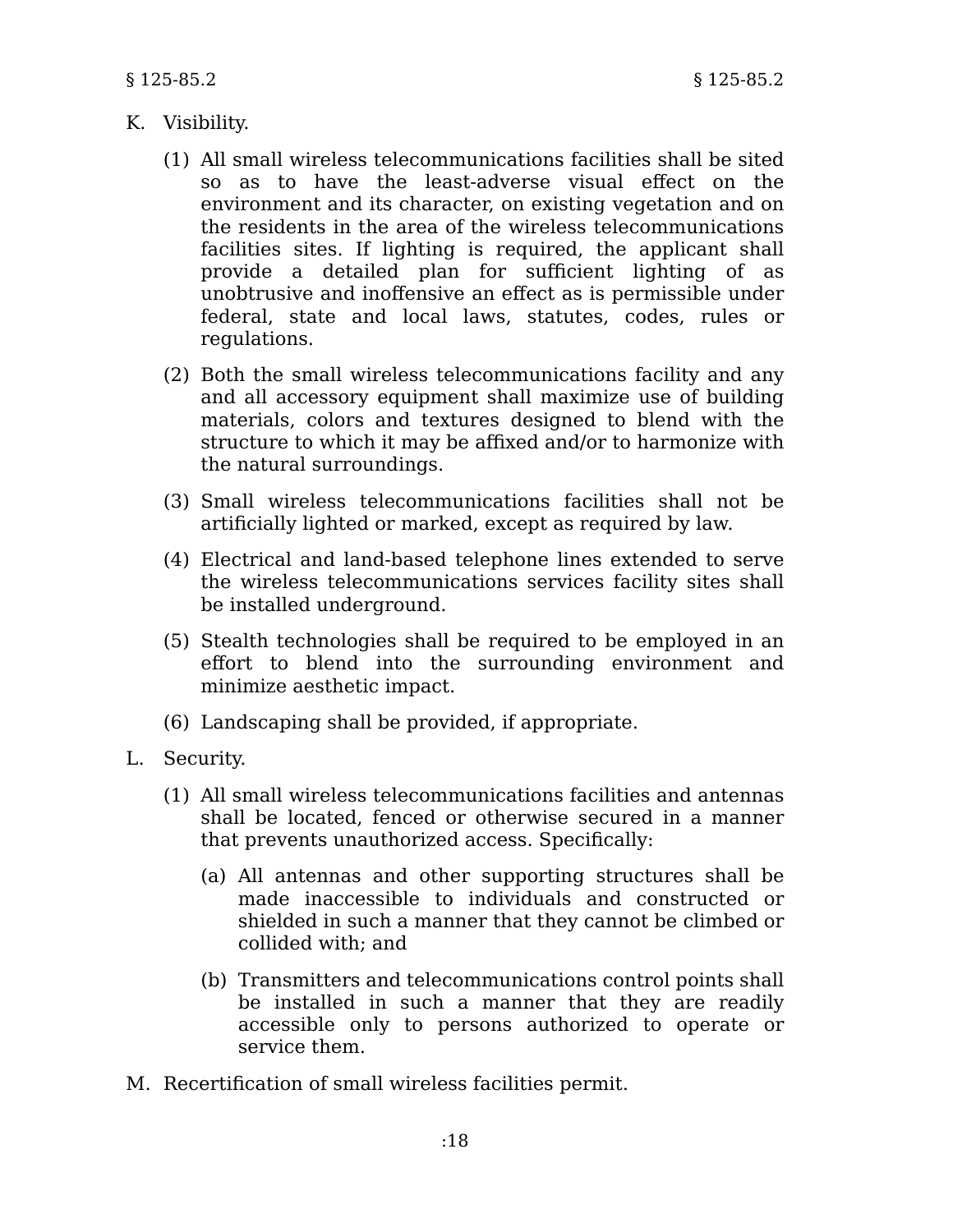K. Visibility.

   (1) All small wireless telecommunications facilities shall be sited so as to have the least-adverse visual effect on the environment and its character, on existing vegetation and on the residents in the area of the wireless telecommunications facilities sites. If lighting is required, the applicant shall provide a detailed plan for sufficient lighting of as unobtrusive and inoffensive an effect as is permissible under federal, state and local laws, statutes, codes, rules or regulations.

   (2) Both the small wireless telecommunications facility and any and all accessory equipment shall maximize use of building materials, colors and textures designed to blend with the structure to which it may be affixed and/or to harmonize with the natural surroundings.

   (3) Small wireless telecommunications facilities shall not be artificially lighted or marked, except as required by law.

   (4) Electrical and land-based telephone lines extended to serve the wireless telecommunications services facility sites shall be installed underground.

   (5) Stealth technologies shall be required to be employed in an effort to blend into the surrounding environment and minimize aesthetic impact.

   (6) Landscaping shall be provided, if appropriate.

L. Security.

   (1) All small wireless telecommunications facilities and antennas shall be located, fenced or otherwise secured in a manner that prevents unauthorized access. Specifically:

      (a) All antennas and other supporting structures shall be made inaccessible to individuals and constructed or shielded in such a manner that they cannot be climbed or collided with; and

      (b) Transmitters and telecommunications control points shall be installed in such a manner that they are readily accessible only to persons authorized to operate or service them.

M. Recertification of small wireless facilities permit.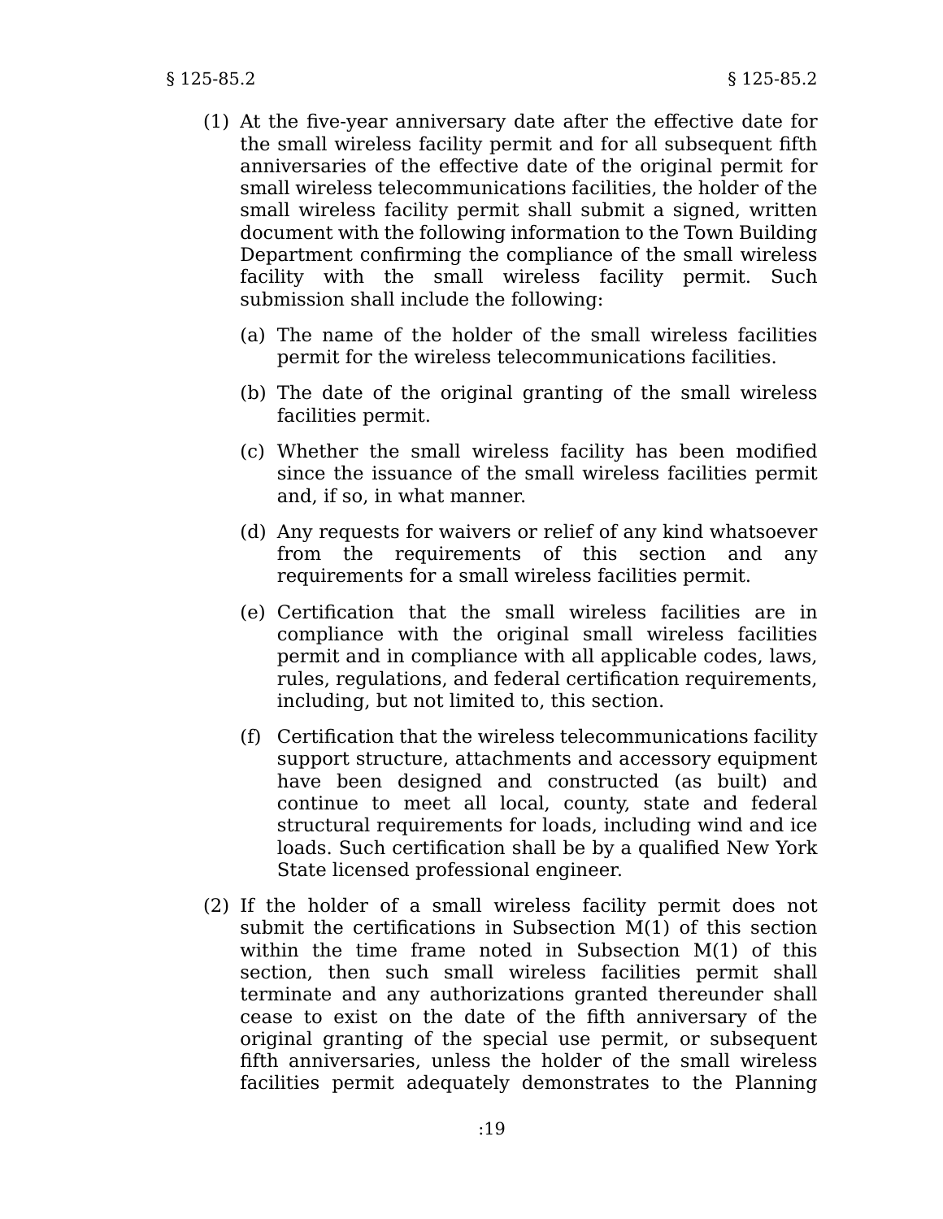(1) At the five-year anniversary date after the effective date for the small wireless facility permit and for all subsequent fifth anniversaries of the effective date of the original permit for small wireless telecommunications facilities, the holder of the small wireless facility permit shall submit a signed, written document with the following information to the Town Building Department confirming the compliance of the small wireless facility with the small wireless facility permit. Such submission shall include the following:

   (a) The name of the holder of the small wireless facilities permit for the wireless telecommunications facilities.

   (b) The date of the original granting of the small wireless facilities permit.

   (c) Whether the small wireless facility has been modified since the issuance of the small wireless facilities permit and, if so, in what manner.

   (d) Any requests for waivers or relief of any kind whatsoever from the requirements of this section and any requirements for a small wireless facilities permit.

   (e) Certification that the small wireless facilities are in compliance with the original small wireless facilities permit and in compliance with all applicable codes, laws, rules, regulations, and federal certification requirements, including, but not limited to, this section.

   (f) Certification that the wireless telecommunications facility support structure, attachments and accessory equipment have been designed and constructed (as built) and continue to meet all local, county, state and federal structural requirements for loads, including wind and ice loads. Such certification shall be by a qualified New York State licensed professional engineer.

(2) If the holder of a small wireless facility permit does not submit the certifications in Subsection M(1) of this section within the time frame noted in Subsection M(1) of this section, then such small wireless facilities permit shall terminate and any authorizations granted thereunder shall cease to exist on the date of the fifth anniversary of the original granting of the special use permit, or subsequent fifth anniversaries, unless the holder of the small wireless facilities permit adequately demonstrates to the Planning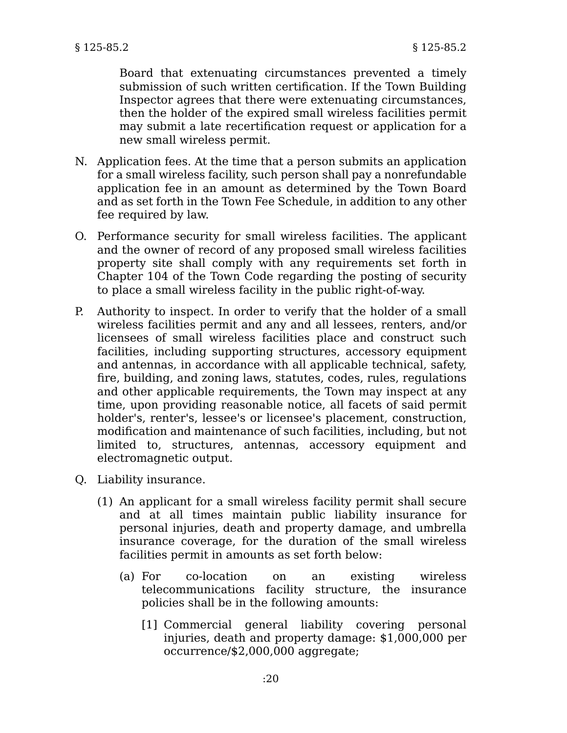Board that extenuating circumstances prevented a timely submission of such written certification. If the Town Building Inspector agrees that there were extenuating circumstances, then the holder of the expired small wireless facilities permit may submit a late recertification request or application for a new small wireless permit.

N. Application fees. At the time that a person submits an application for a small wireless facility, such person shall pay a nonrefundable application fee in an amount as determined by the Town Board and as set forth in the Town Fee Schedule, in addition to any other fee required by law.

O. Performance security for small wireless facilities. The applicant and the owner of record of any proposed small wireless facilities property site shall comply with any requirements set forth in Chapter 104 of the Town Code regarding the posting of security to place a small wireless facility in the public right-of-way.

P. Authority to inspect. In order to verify that the holder of a small wireless facilities permit and any and all lessees, renters, and/or licensees of small wireless facilities place and construct such facilities, including supporting structures, accessory equipment and antennas, in accordance with all applicable technical, safety, fire, building, and zoning laws, statutes, codes, rules, regulations and other applicable requirements, the Town may inspect at any time, upon providing reasonable notice, all facets of said permit holder's, renter's, lessee's or licensee's placement, construction, modification and maintenance of such facilities, including, but not limited to, structures, antennas, accessory equipment and electromagnetic output.

Q. Liability insurance.

(1) An applicant for a small wireless facility permit shall secure and at all times maintain public liability insurance for personal injuries, death and property damage, and umbrella insurance coverage, for the duration of the small wireless facilities permit in amounts as set forth below:

(a) For co-location on an existing wireless telecommunications facility structure, the insurance policies shall be in the following amounts:

[1] Commercial general liability covering personal injuries, death and property damage: $1,000,000 per occurrence/$2,000,000 aggregate;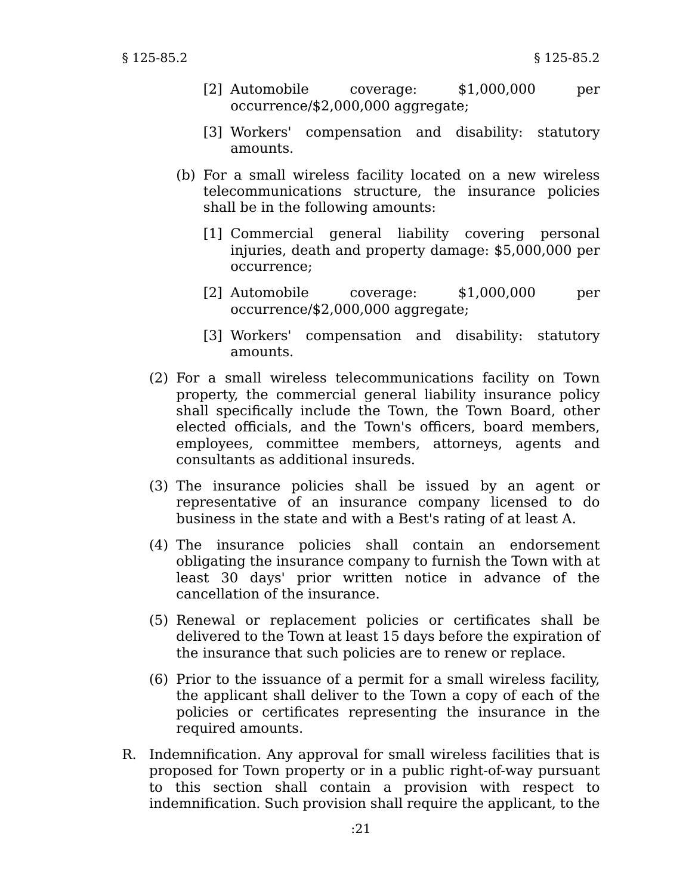[2] Automobile coverage: $1,000,000 per occurrence/$2,000,000 aggregate;

[3] Workers' compensation and disability: statutory amounts.

(b) For a small wireless facility located on a new wireless telecommunications structure, the insurance policies shall be in the following amounts:

[1] Commercial general liability covering personal injuries, death and property damage: $5,000,000 per occurrence;

[2] Automobile coverage: $1,000,000 per occurrence/$2,000,000 aggregate;

[3] Workers' compensation and disability: statutory amounts.

(2) For a small wireless telecommunications facility on Town property, the commercial general liability insurance policy shall specifically include the Town, the Town Board, other elected officials, and the Town's officers, board members, employees, committee members, attorneys, agents and consultants as additional insureds.

(3) The insurance policies shall be issued by an agent or representative of an insurance company licensed to do business in the state and with a Best's rating of at least A.

(4) The insurance policies shall contain an endorsement obligating the insurance company to furnish the Town with at least 30 days' prior written notice in advance of the cancellation of the insurance.

(5) Renewal or replacement policies or certificates shall be delivered to the Town at least 15 days before the expiration of the insurance that such policies are to renew or replace.

(6) Prior to the issuance of a permit for a small wireless facility, the applicant shall deliver to the Town a copy of each of the policies or certificates representing the insurance in the required amounts.

R. Indemnification. Any approval for small wireless facilities that is proposed for Town property or in a public right-of-way pursuant to this section shall contain a provision with respect to indemnification. Such provision shall require the applicant, to the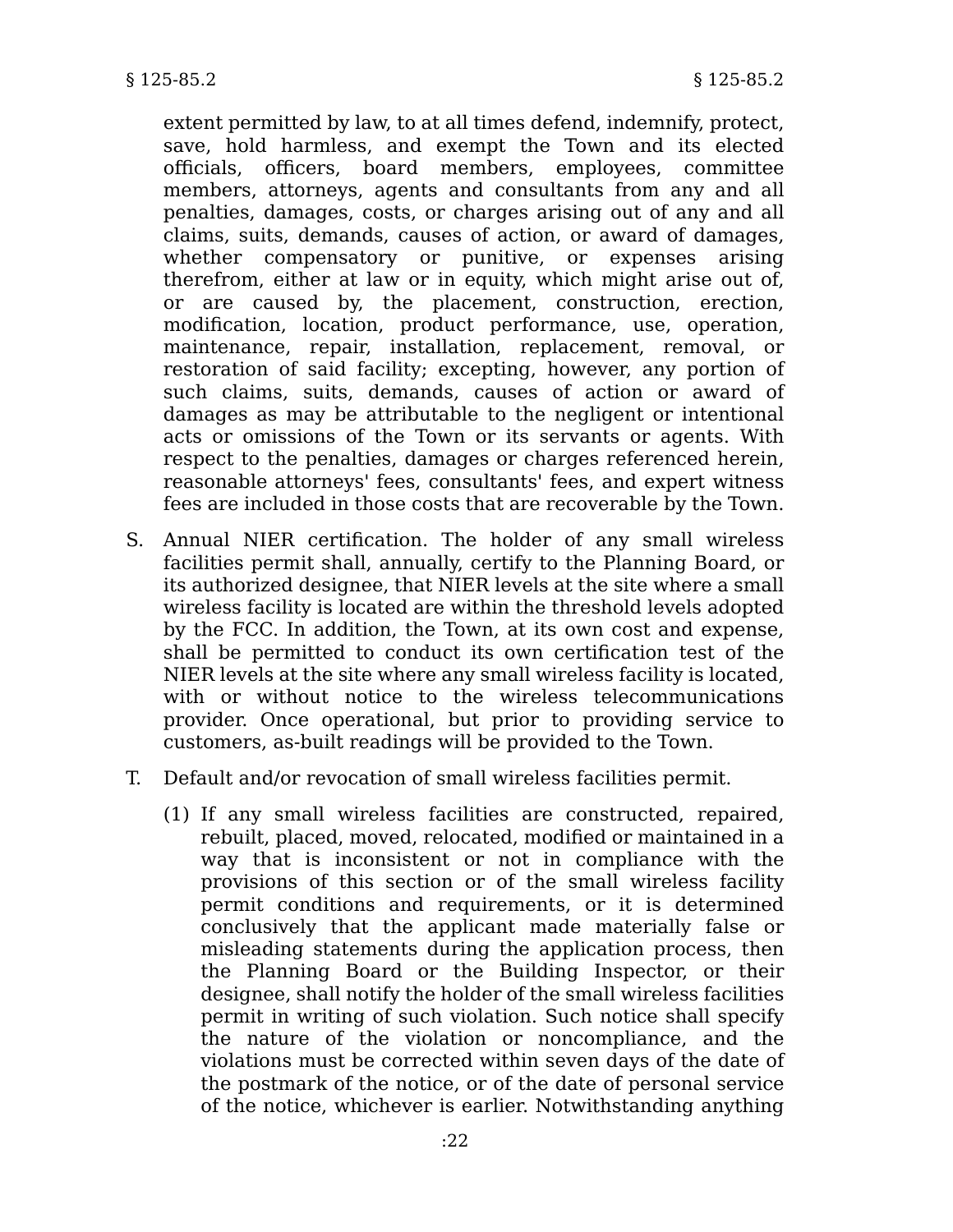extent permitted by law, to at all times defend, indemnify, protect, save, hold harmless, and exempt the Town and its elected officials, officers, board members, employees, committee members, attorneys, agents and consultants from any and all penalties, damages, costs, or charges arising out of any and all claims, suits, demands, causes of action, or award of damages, whether compensatory or punitive, or expenses arising therefrom, either at law or in equity, which might arise out of, or are caused by, the placement, construction, erection, modification, location, product performance, use, operation, maintenance, repair, installation, replacement, removal, or restoration of said facility; excepting, however, any portion of such claims, suits, demands, causes of action or award of damages as may be attributable to the negligent or intentional acts or omissions of the Town or its servants or agents. With respect to the penalties, damages or charges referenced herein, reasonable attorneys' fees, consultants' fees, and expert witness fees are included in those costs that are recoverable by the Town.

S. Annual NIER certification. The holder of any small wireless facilities permit shall, annually, certify to the Planning Board, or its authorized designee, that NIER levels at the site where a small wireless facility is located are within the threshold levels adopted by the FCC. In addition, the Town, at its own cost and expense, shall be permitted to conduct its own certification test of the NIER levels at the site where any small wireless facility is located, with or without notice to the wireless telecommunications provider. Once operational, but prior to providing service to customers, as-built readings will be provided to the Town.

T. Default and/or revocation of small wireless facilities permit.

   (1) If any small wireless facilities are constructed, repaired, rebuilt, placed, moved, relocated, modified or maintained in a way that is inconsistent or not in compliance with the provisions of this section or of the small wireless facility permit conditions and requirements, or it is determined conclusively that the applicant made materially false or misleading statements during the application process, then the Planning Board or the Building Inspector, or their designee, shall notify the holder of the small wireless facilities permit in writing of such violation. Such notice shall specify the nature of the violation or noncompliance, and the violations must be corrected within seven days of the date of the postmark of the notice, or of the date of personal service of the notice, whichever is earlier. Notwithstanding anything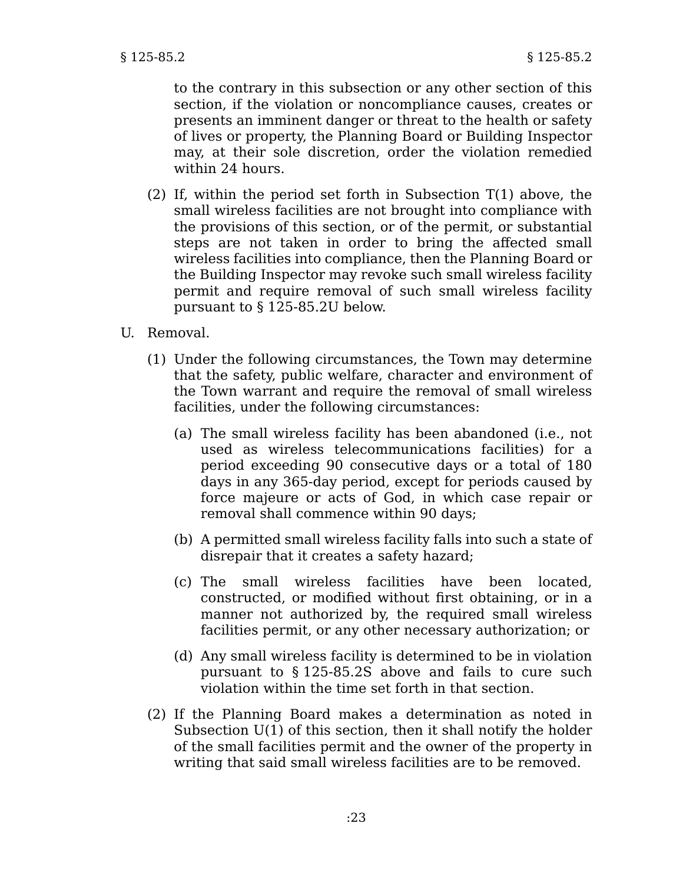to the contrary in this subsection or any other section of this section, if the violation or noncompliance causes, creates or presents an imminent danger or threat to the health or safety of lives or property, the Planning Board or Building Inspector may, at their sole discretion, order the violation remedied within 24 hours.

(2) If, within the period set forth in Subsection T(1) above, the small wireless facilities are not brought into compliance with the provisions of this section, or of the permit, or substantial steps are not taken in order to bring the affected small wireless facilities into compliance, then the Planning Board or the Building Inspector may revoke such small wireless facility permit and require removal of such small wireless facility pursuant to § 125-85.2U below.

U. Removal.

(1) Under the following circumstances, the Town may determine that the safety, public welfare, character and environment of the Town warrant and require the removal of small wireless facilities, under the following circumstances:

(a) The small wireless facility has been abandoned (i.e., not used as wireless telecommunications facilities) for a period exceeding 90 consecutive days or a total of 180 days in any 365-day period, except for periods caused by force majeure or acts of God, in which case repair or removal shall commence within 90 days;

(b) A permitted small wireless facility falls into such a state of disrepair that it creates a safety hazard;

(c) The small wireless facilities have been located, constructed, or modified without first obtaining, or in a manner not authorized by, the required small wireless facilities permit, or any other necessary authorization; or

(d) Any small wireless facility is determined to be in violation pursuant to § 125-85.2S above and fails to cure such violation within the time set forth in that section.

(2) If the Planning Board makes a determination as noted in Subsection U(1) of this section, then it shall notify the holder of the small facilities permit and the owner of the property in writing that said small wireless facilities are to be removed.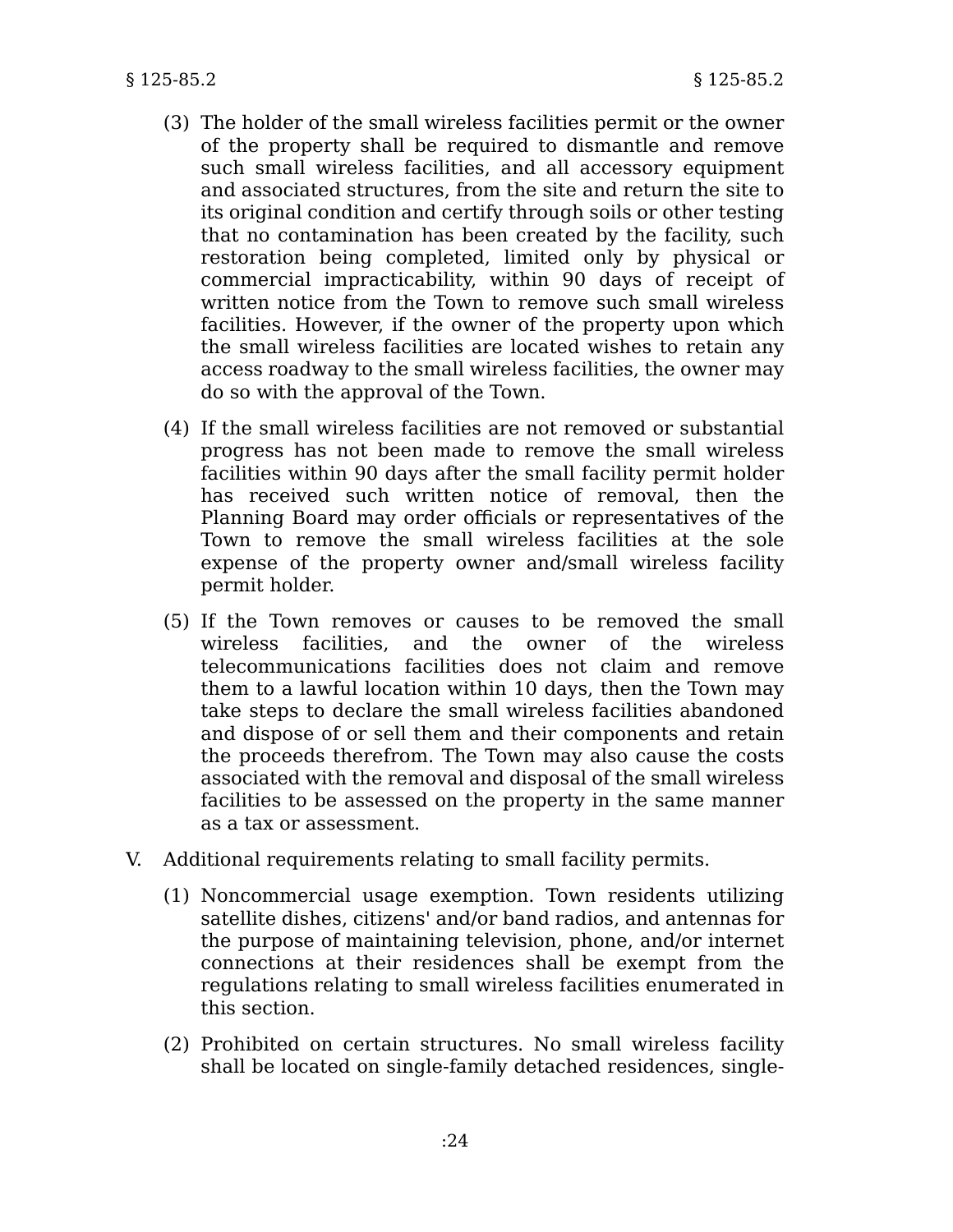(3) The holder of the small wireless facilities permit or the owner of the property shall be required to dismantle and remove such small wireless facilities, and all accessory equipment and associated structures, from the site and return the site to its original condition and certify through soils or other testing that no contamination has been created by the facility, such restoration being completed, limited only by physical or commercial impracticability, within 90 days of receipt of written notice from the Town to remove such small wireless facilities. However, if the owner of the property upon which the small wireless facilities are located wishes to retain any access roadway to the small wireless facilities, the owner may do so with the approval of the Town.

(4) If the small wireless facilities are not removed or substantial progress has not been made to remove the small wireless facilities within 90 days after the small facility permit holder has received such written notice of removal, then the Planning Board may order officials or representatives of the Town to remove the small wireless facilities at the sole expense of the property owner and/small wireless facility permit holder.

(5) If the Town removes or causes to be removed the small wireless facilities, and the owner of the wireless telecommunications facilities does not claim and remove them to a lawful location within 10 days, then the Town may take steps to declare the small wireless facilities abandoned and dispose of or sell them and their components and retain the proceeds therefrom. The Town may also cause the costs associated with the removal and disposal of the small wireless facilities to be assessed on the property in the same manner as a tax or assessment.

V. Additional requirements relating to small facility permits.

(1) Noncommercial usage exemption. Town residents utilizing satellite dishes, citizens' and/or band radios, and antennas for the purpose of maintaining television, phone, and/or internet connections at their residences shall be exempt from the regulations relating to small wireless facilities enumerated in this section.

(2) Prohibited on certain structures. No small wireless facility shall be located on single-family detached residences, single-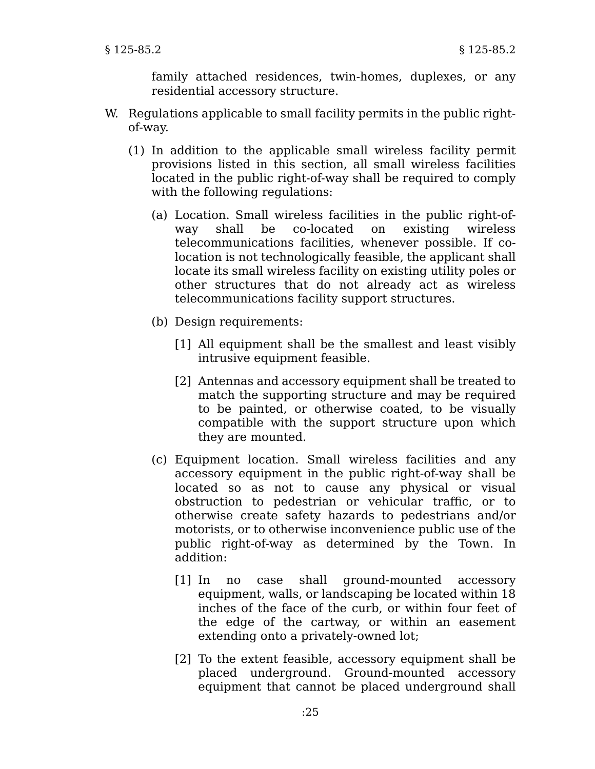family attached residences, twin-homes, duplexes, or any residential accessory structure.

W. Regulations applicable to small facility permits in the public right-of-way.

(1) In addition to the applicable small wireless facility permit provisions listed in this section, all small wireless facilities located in the public right-of-way shall be required to comply with the following regulations:

(a) Location. Small wireless facilities in the public right-of-way shall be co-located on existing wireless telecommunications facilities, whenever possible. If co-location is not technologically feasible, the applicant shall locate its small wireless facility on existing utility poles or other structures that do not already act as wireless telecommunications facility support structures.

(b) Design requirements:

[1] All equipment shall be the smallest and least visibly intrusive equipment feasible.

[2] Antennas and accessory equipment shall be treated to match the supporting structure and may be required to be painted, or otherwise coated, to be visually compatible with the support structure upon which they are mounted.

(c) Equipment location. Small wireless facilities and any accessory equipment in the public right-of-way shall be located so as not to cause any physical or visual obstruction to pedestrian or vehicular traffic, or to otherwise create safety hazards to pedestrians and/or motorists, or to otherwise inconvenience public use of the public right-of-way as determined by the Town. In addition:

[1] In no case shall ground-mounted accessory equipment, walls, or landscaping be located within 18 inches of the face of the curb, or within four feet of the edge of the cartway, or within an easement extending onto a privately-owned lot;

[2] To the extent feasible, accessory equipment shall be placed underground. Ground-mounted accessory equipment that cannot be placed underground shall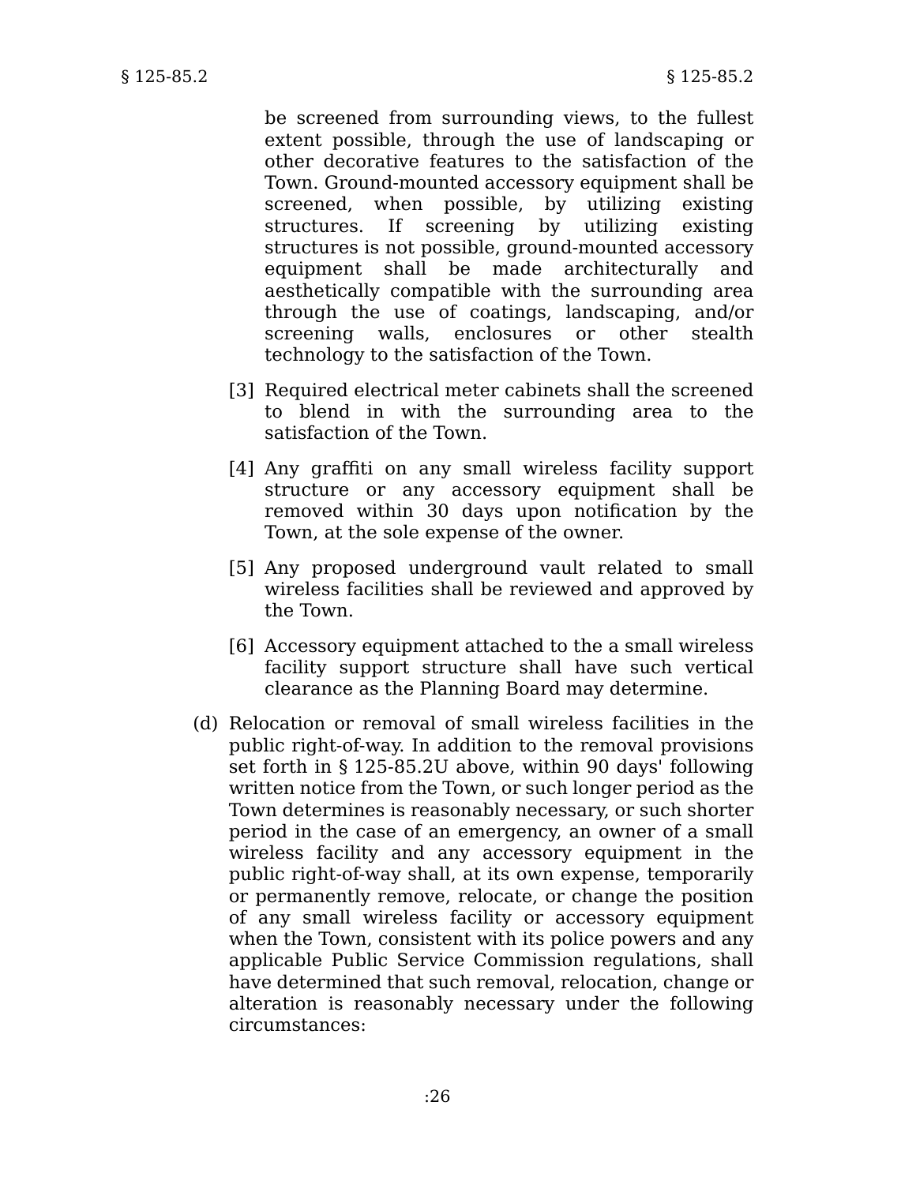be screened from surrounding views, to the fullest extent possible, through the use of landscaping or other decorative features to the satisfaction of the Town. Ground-mounted accessory equipment shall be screened, when possible, by utilizing existing structures. If screening by utilizing existing structures is not possible, ground-mounted accessory equipment shall be made architecturally and aesthetically compatible with the surrounding area through the use of coatings, landscaping, and/or screening walls, enclosures or other stealth technology to the satisfaction of the Town.

[3] Required electrical meter cabinets shall the screened to blend in with the surrounding area to the satisfaction of the Town.

[4] Any graffiti on any small wireless facility support structure or any accessory equipment shall be removed within 30 days upon notification by the Town, at the sole expense of the owner.

[5] Any proposed underground vault related to small wireless facilities shall be reviewed and approved by the Town.

[6] Accessory equipment attached to the a small wireless facility support structure shall have such vertical clearance as the Planning Board may determine.

(d) Relocation or removal of small wireless facilities in the public right-of-way. In addition to the removal provisions set forth in § 125-85.2U above, within 90 days' following written notice from the Town, or such longer period as the Town determines is reasonably necessary, or such shorter period in the case of an emergency, an owner of a small wireless facility and any accessory equipment in the public right-of-way shall, at its own expense, temporarily or permanently remove, relocate, or change the position of any small wireless facility or accessory equipment when the Town, consistent with its police powers and any applicable Public Service Commission regulations, shall have determined that such removal, relocation, change or alteration is reasonably necessary under the following circumstances: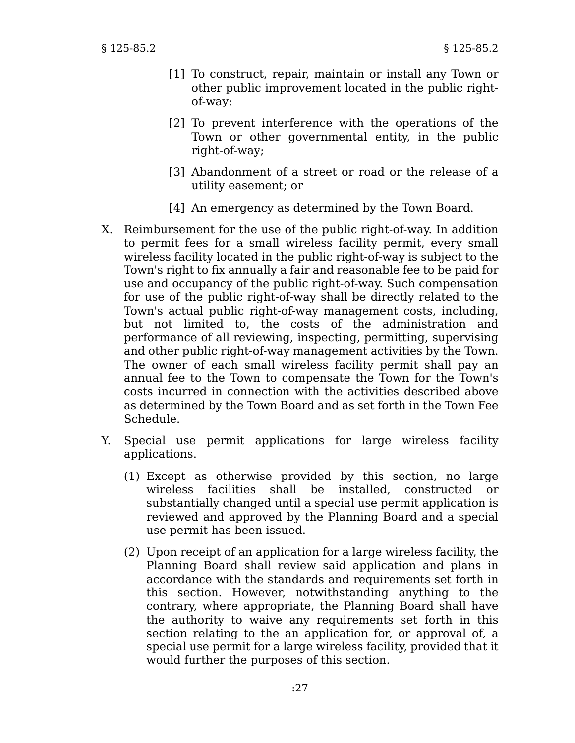[1] To construct, repair, maintain or install any Town or other public improvement located in the public right-of-way;

[2] To prevent interference with the operations of the Town or other governmental entity, in the public right-of-way;

[3] Abandonment of a street or road or the release of a utility easement; or

[4] An emergency as determined by the Town Board.

X. Reimbursement for the use of the public right-of-way. In addition to permit fees for a small wireless facility permit, every small wireless facility located in the public right-of-way is subject to the Town's right to fix annually a fair and reasonable fee to be paid for use and occupancy of the public right-of-way. Such compensation for use of the public right-of-way shall be directly related to the Town's actual public right-of-way management costs, including, but not limited to, the costs of the administration and performance of all reviewing, inspecting, permitting, supervising and other public right-of-way management activities by the Town. The owner of each small wireless facility permit shall pay an annual fee to the Town to compensate the Town for the Town's costs incurred in connection with the activities described above as determined by the Town Board and as set forth in the Town Fee Schedule.

Y. Special use permit applications for large wireless facility applications.

(1) Except as otherwise provided by this section, no large wireless facilities shall be installed, constructed or substantially changed until a special use permit application is reviewed and approved by the Planning Board and a special use permit has been issued.

(2) Upon receipt of an application for a large wireless facility, the Planning Board shall review said application and plans in accordance with the standards and requirements set forth in this section. However, notwithstanding anything to the contrary, where appropriate, the Planning Board shall have the authority to waive any requirements set forth in this section relating to the an application for, or approval of, a special use permit for a large wireless facility, provided that it would further the purposes of this section.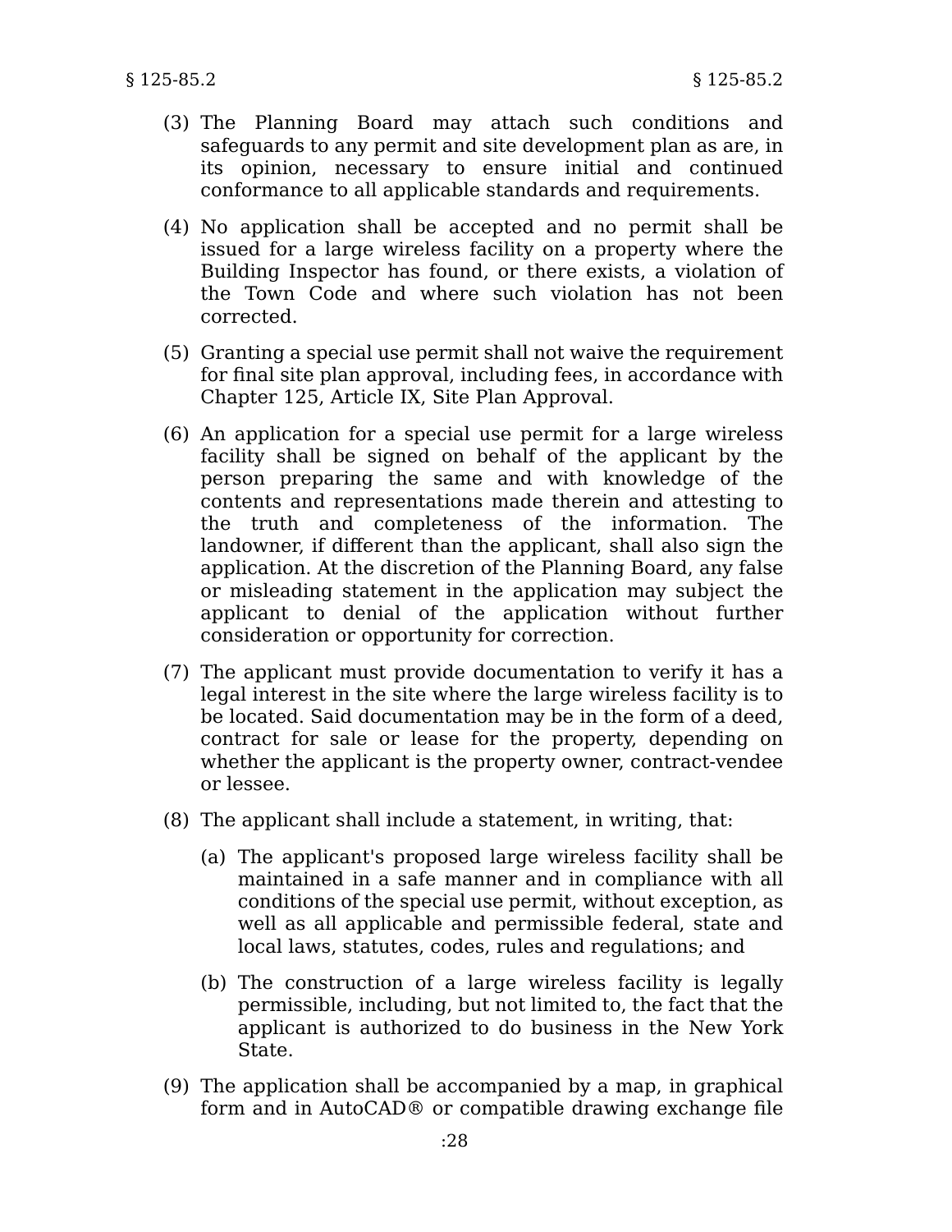(3) The Planning Board may attach such conditions and safeguards to any permit and site development plan as are, in its opinion, necessary to ensure initial and continued conformance to all applicable standards and requirements.

(4) No application shall be accepted and no permit shall be issued for a large wireless facility on a property where the Building Inspector has found, or there exists, a violation of the Town Code and where such violation has not been corrected.

(5) Granting a special use permit shall not waive the requirement for final site plan approval, including fees, in accordance with Chapter 125, Article IX, Site Plan Approval.

(6) An application for a special use permit for a large wireless facility shall be signed on behalf of the applicant by the person preparing the same and with knowledge of the contents and representations made therein and attesting to the truth and completeness of the information. The landowner, if different than the applicant, shall also sign the application. At the discretion of the Planning Board, any false or misleading statement in the application may subject the applicant to denial of the application without further consideration or opportunity for correction.

(7) The applicant must provide documentation to verify it has a legal interest in the site where the large wireless facility is to be located. Said documentation may be in the form of a deed, contract for sale or lease for the property, depending on whether the applicant is the property owner, contract-vendee or lessee.

(8) The applicant shall include a statement, in writing, that:

   (a) The applicant's proposed large wireless facility shall be maintained in a safe manner and in compliance with all conditions of the special use permit, without exception, as well as all applicable and permissible federal, state and local laws, statutes, codes, rules and regulations; and

   (b) The construction of a large wireless facility is legally permissible, including, but not limited to, the fact that the applicant is authorized to do business in the New York State.

(9) The application shall be accompanied by a map, in graphical form and in AutoCAD® or compatible drawing exchange file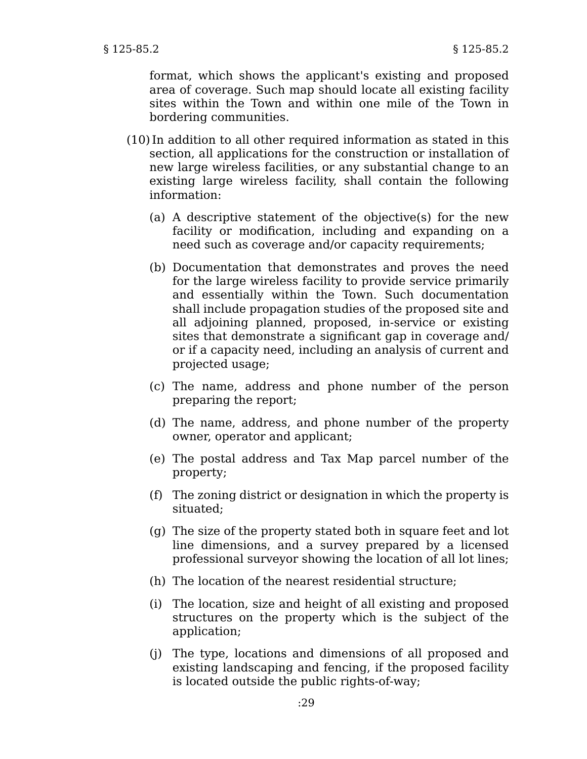format, which shows the applicant's existing and proposed area of coverage. Such map should locate all existing facility sites within the Town and within one mile of the Town in bordering communities.

(10) In addition to all other required information as stated in this section, all applications for the construction or installation of new large wireless facilities, or any substantial change to an existing large wireless facility, shall contain the following information:

(a) A descriptive statement of the objective(s) for the new facility or modification, including and expanding on a need such as coverage and/or capacity requirements;

(b) Documentation that demonstrates and proves the need for the large wireless facility to provide service primarily and essentially within the Town. Such documentation shall include propagation studies of the proposed site and all adjoining planned, proposed, in-service or existing sites that demonstrate a significant gap in coverage and/or if a capacity need, including an analysis of current and projected usage;

(c) The name, address and phone number of the person preparing the report;

(d) The name, address, and phone number of the property owner, operator and applicant;

(e) The postal address and Tax Map parcel number of the property;

(f) The zoning district or designation in which the property is situated;

(g) The size of the property stated both in square feet and lot line dimensions, and a survey prepared by a licensed professional surveyor showing the location of all lot lines;

(h) The location of the nearest residential structure;

(i) The location, size and height of all existing and proposed structures on the property which is the subject of the application;

(j) The type, locations and dimensions of all proposed and existing landscaping and fencing, if the proposed facility is located outside the public rights-of-way;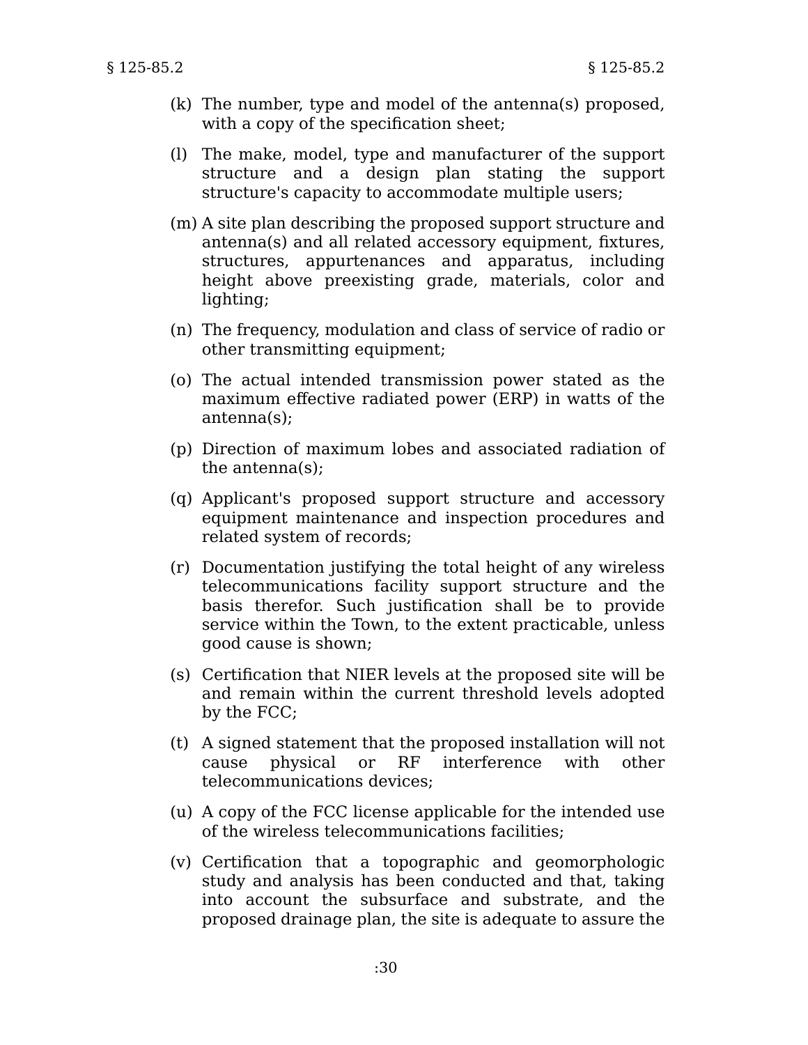(k) The number, type and model of the antenna(s) proposed, with a copy of the specification sheet;

(l) The make, model, type and manufacturer of the support structure and a design plan stating the support structure's capacity to accommodate multiple users;

(m) A site plan describing the proposed support structure and antenna(s) and all related accessory equipment, fixtures, structures, appurtenances and apparatus, including height above preexisting grade, materials, color and lighting;

(n) The frequency, modulation and class of service of radio or other transmitting equipment;

(o) The actual intended transmission power stated as the maximum effective radiated power (ERP) in watts of the antenna(s);

(p) Direction of maximum lobes and associated radiation of the antenna(s);

(q) Applicant's proposed support structure and accessory equipment maintenance and inspection procedures and related system of records;

(r) Documentation justifying the total height of any wireless telecommunications facility support structure and the basis therefor. Such justification shall be to provide service within the Town, to the extent practicable, unless good cause is shown;

(s) Certification that NIER levels at the proposed site will be and remain within the current threshold levels adopted by the FCC;

(t) A signed statement that the proposed installation will not cause physical or RF interference with other telecommunications devices;

(u) A copy of the FCC license applicable for the intended use of the wireless telecommunications facilities;

(v) Certification that a topographic and geomorphologic study and analysis has been conducted and that, taking into account the subsurface and substrate, and the proposed drainage plan, the site is adequate to assure the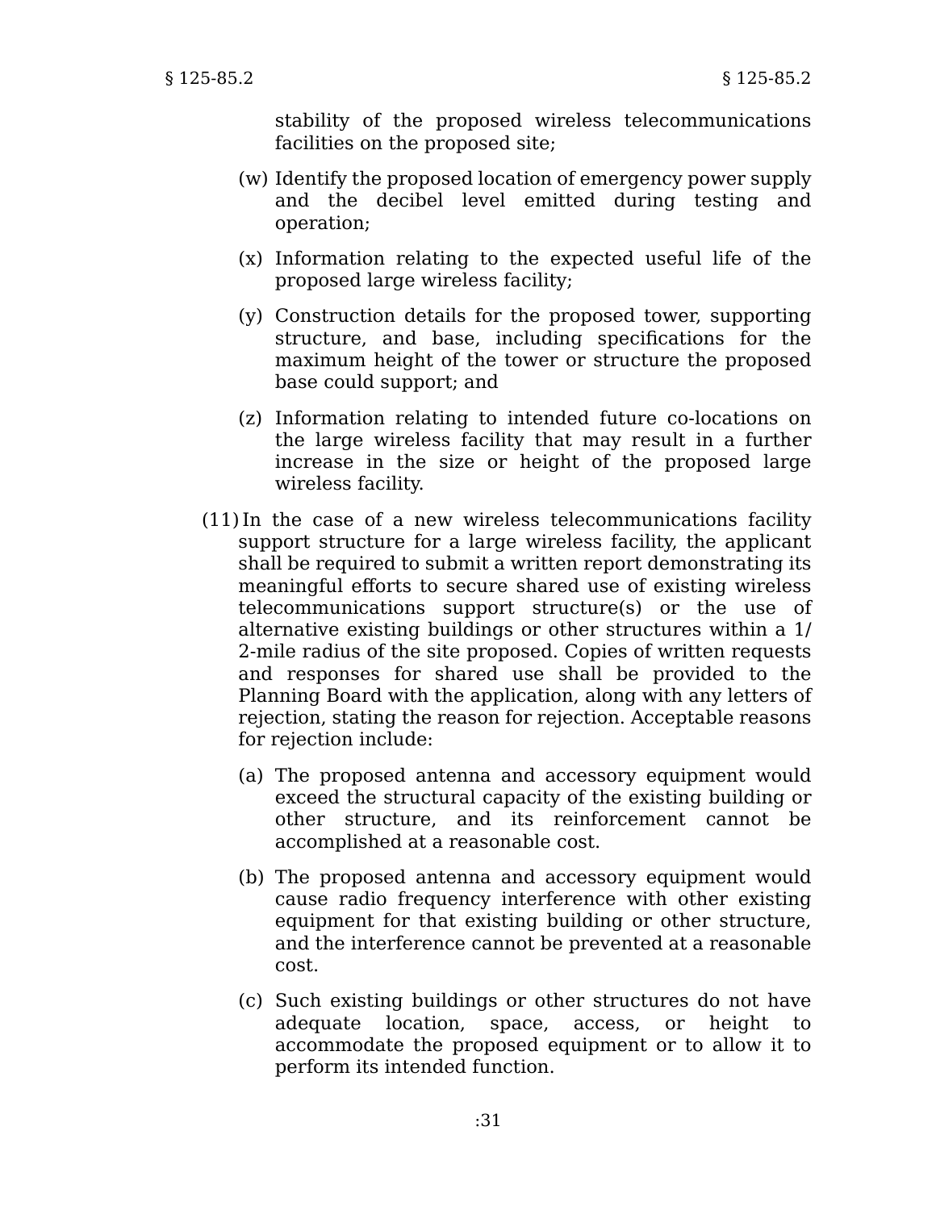stability of the proposed wireless telecommunications facilities on the proposed site;

(w) Identify the proposed location of emergency power supply and the decibel level emitted during testing and operation;

(x) Information relating to the expected useful life of the proposed large wireless facility;

(y) Construction details for the proposed tower, supporting structure, and base, including specifications for the maximum height of the tower or structure the proposed base could support; and

(z) Information relating to intended future co-locations on the large wireless facility that may result in a further increase in the size or height of the proposed large wireless facility.

(11) In the case of a new wireless telecommunications facility support structure for a large wireless facility, the applicant shall be required to submit a written report demonstrating its meaningful efforts to secure shared use of existing wireless telecommunications support structure(s) or the use of alternative existing buildings or other structures within a 1/2-mile radius of the site proposed. Copies of written requests and responses for shared use shall be provided to the Planning Board with the application, along with any letters of rejection, stating the reason for rejection. Acceptable reasons for rejection include:

(a) The proposed antenna and accessory equipment would exceed the structural capacity of the existing building or other structure, and its reinforcement cannot be accomplished at a reasonable cost.

(b) The proposed antenna and accessory equipment would cause radio frequency interference with other existing equipment for that existing building or other structure, and the interference cannot be prevented at a reasonable cost.

(c) Such existing buildings or other structures do not have adequate location, space, access, or height to accommodate the proposed equipment or to allow it to perform its intended function.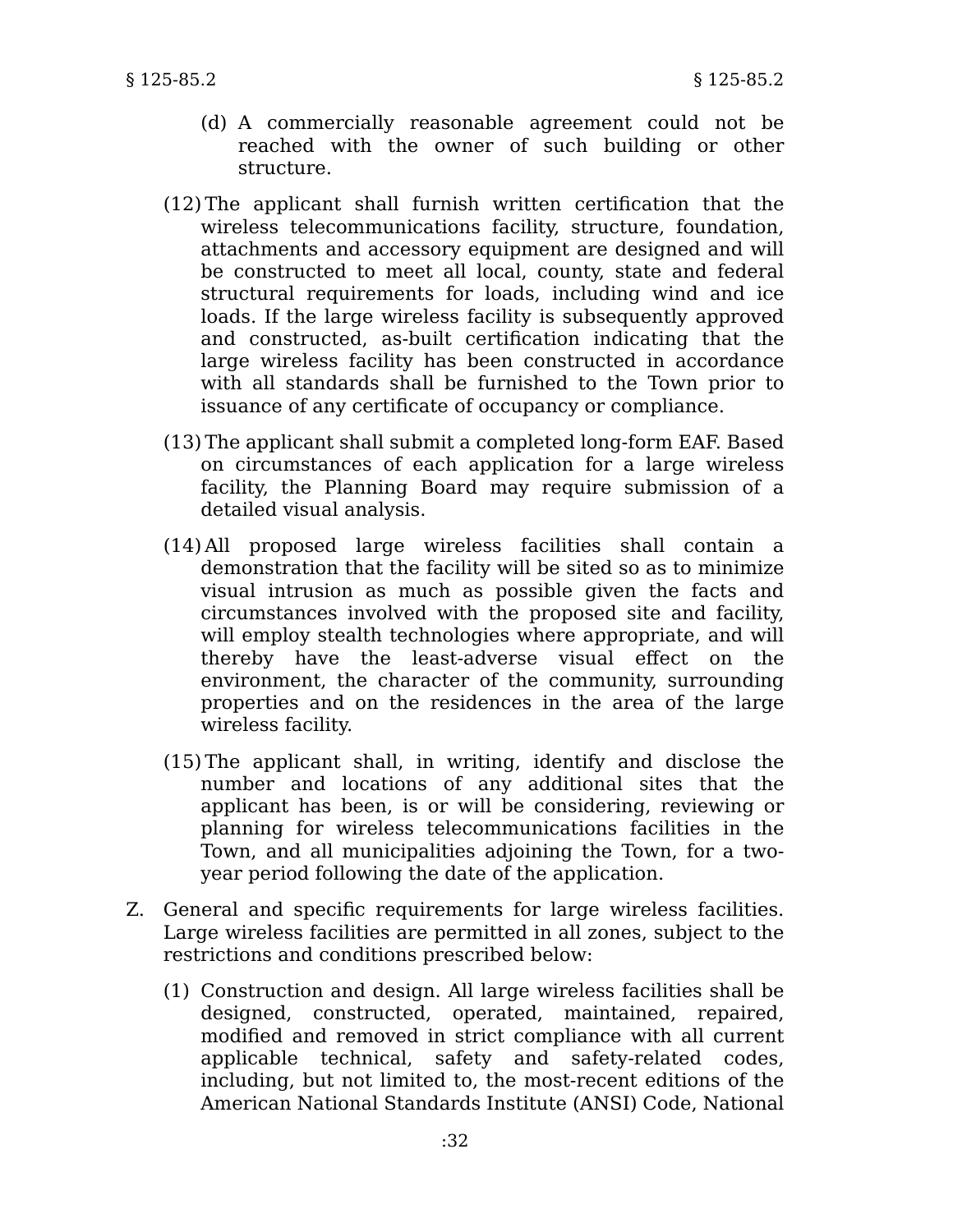(d) A commercially reasonable agreement could not be reached with the owner of such building or other structure.

(12) The applicant shall furnish written certification that the wireless telecommunications facility, structure, foundation, attachments and accessory equipment are designed and will be constructed to meet all local, county, state and federal structural requirements for loads, including wind and ice loads. If the large wireless facility is subsequently approved and constructed, as-built certification indicating that the large wireless facility has been constructed in accordance with all standards shall be furnished to the Town prior to issuance of any certificate of occupancy or compliance.

(13) The applicant shall submit a completed long-form EAF. Based on circumstances of each application for a large wireless facility, the Planning Board may require submission of a detailed visual analysis.

(14) All proposed large wireless facilities shall contain a demonstration that the facility will be sited so as to minimize visual intrusion as much as possible given the facts and circumstances involved with the proposed site and facility, will employ stealth technologies where appropriate, and will thereby have the least-adverse visual effect on the environment, the character of the community, surrounding properties and on the residences in the area of the large wireless facility.

(15) The applicant shall, in writing, identify and disclose the number and locations of any additional sites that the applicant has been, is or will be considering, reviewing or planning for wireless telecommunications facilities in the Town, and all municipalities adjoining the Town, for a two-year period following the date of the application.

Z. General and specific requirements for large wireless facilities. Large wireless facilities are permitted in all zones, subject to the restrictions and conditions prescribed below:

(1) Construction and design. All large wireless facilities shall be designed, constructed, operated, maintained, repaired, modified and removed in strict compliance with all current applicable technical, safety and safety-related codes, including, but not limited to, the most-recent editions of the American National Standards Institute (ANSI) Code, National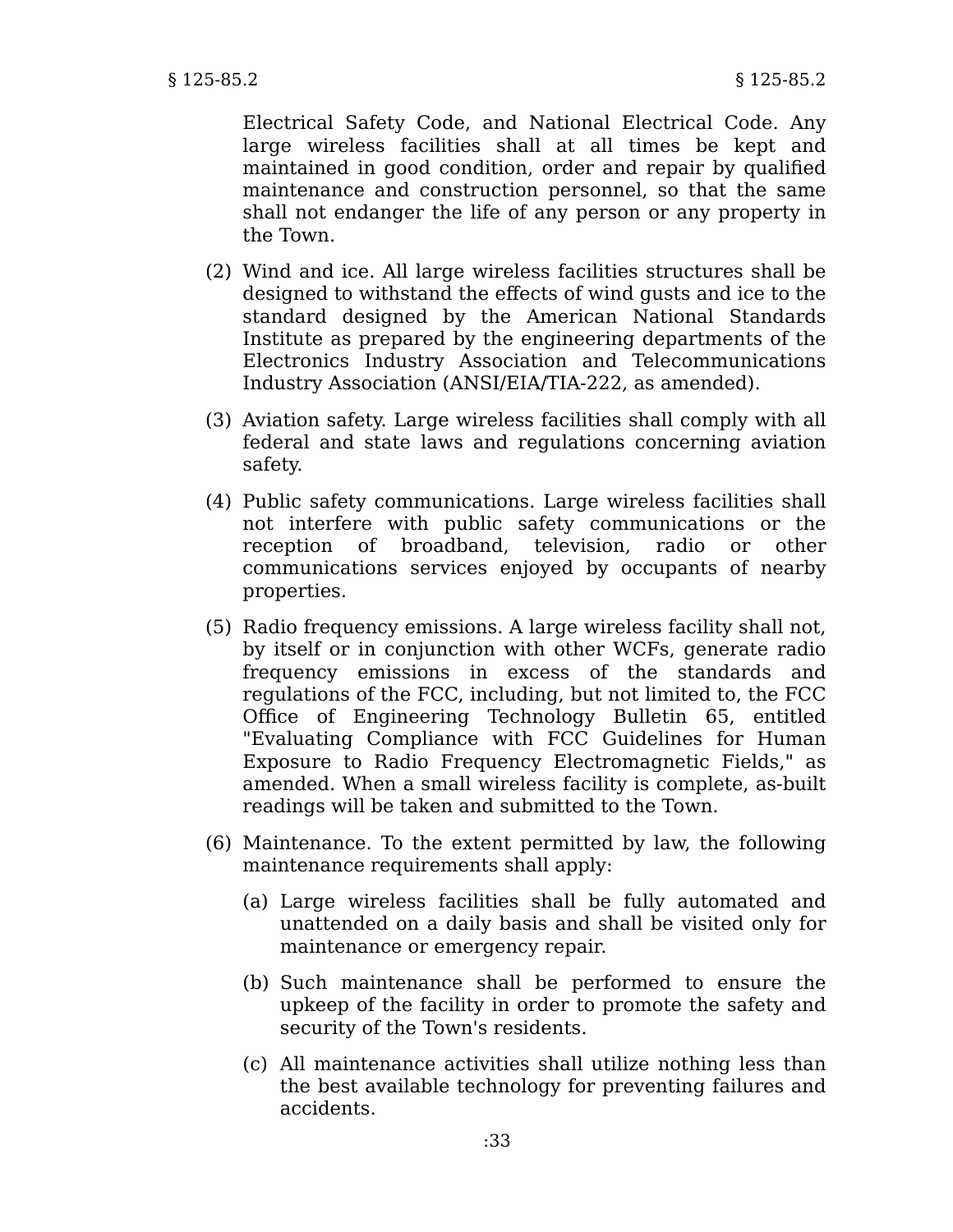Electrical Safety Code, and National Electrical Code. Any large wireless facilities shall at all times be kept and maintained in good condition, order and repair by qualified maintenance and construction personnel, so that the same shall not endanger the life of any person or any property in the Town.

(2) Wind and ice. All large wireless facilities structures shall be designed to withstand the effects of wind gusts and ice to the standard designed by the American National Standards Institute as prepared by the engineering departments of the Electronics Industry Association and Telecommunications Industry Association (ANSI/EIA/TIA-222, as amended).

(3) Aviation safety. Large wireless facilities shall comply with all federal and state laws and regulations concerning aviation safety.

(4) Public safety communications. Large wireless facilities shall not interfere with public safety communications or the reception of broadband, television, radio or other communications services enjoyed by occupants of nearby properties.

(5) Radio frequency emissions. A large wireless facility shall not, by itself or in conjunction with other WCFs, generate radio frequency emissions in excess of the standards and regulations of the FCC, including, but not limited to, the FCC Office of Engineering Technology Bulletin 65, entitled "Evaluating Compliance with FCC Guidelines for Human Exposure to Radio Frequency Electromagnetic Fields," as amended. When a small wireless facility is complete, as-built readings will be taken and submitted to the Town.

(6) Maintenance. To the extent permitted by law, the following maintenance requirements shall apply:

(a) Large wireless facilities shall be fully automated and unattended on a daily basis and shall be visited only for maintenance or emergency repair.

(b) Such maintenance shall be performed to ensure the upkeep of the facility in order to promote the safety and security of the Town's residents.

(c) All maintenance activities shall utilize nothing less than the best available technology for preventing failures and accidents.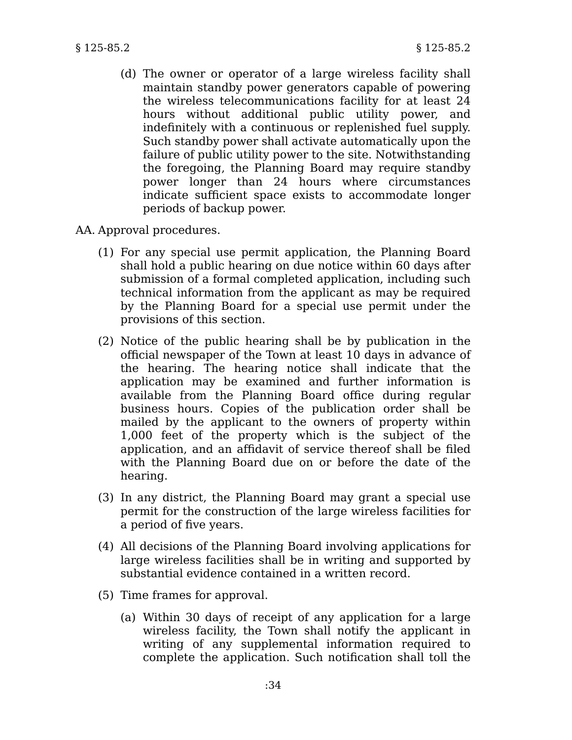(d) The owner or operator of a large wireless facility shall maintain standby power generators capable of powering the wireless telecommunications facility for at least 24 hours without additional public utility power, and indefinitely with a continuous or replenished fuel supply. Such standby power shall activate automatically upon the failure of public utility power to the site. Notwithstanding the foregoing, the Planning Board may require standby power longer than 24 hours where circumstances indicate sufficient space exists to accommodate longer periods of backup power.

AA. Approval procedures.

(1) For any special use permit application, the Planning Board shall hold a public hearing on due notice within 60 days after submission of a formal completed application, including such technical information from the applicant as may be required by the Planning Board for a special use permit under the provisions of this section.

(2) Notice of the public hearing shall be by publication in the official newspaper of the Town at least 10 days in advance of the hearing. The hearing notice shall indicate that the application may be examined and further information is available from the Planning Board office during regular business hours. Copies of the publication order shall be mailed by the applicant to the owners of property within 1,000 feet of the property which is the subject of the application, and an affidavit of service thereof shall be filed with the Planning Board due on or before the date of the hearing.

(3) In any district, the Planning Board may grant a special use permit for the construction of the large wireless facilities for a period of five years.

(4) All decisions of the Planning Board involving applications for large wireless facilities shall be in writing and supported by substantial evidence contained in a written record.

(5) Time frames for approval.

(a) Within 30 days of receipt of any application for a large wireless facility, the Town shall notify the applicant in writing of any supplemental information required to complete the application. Such notification shall toll the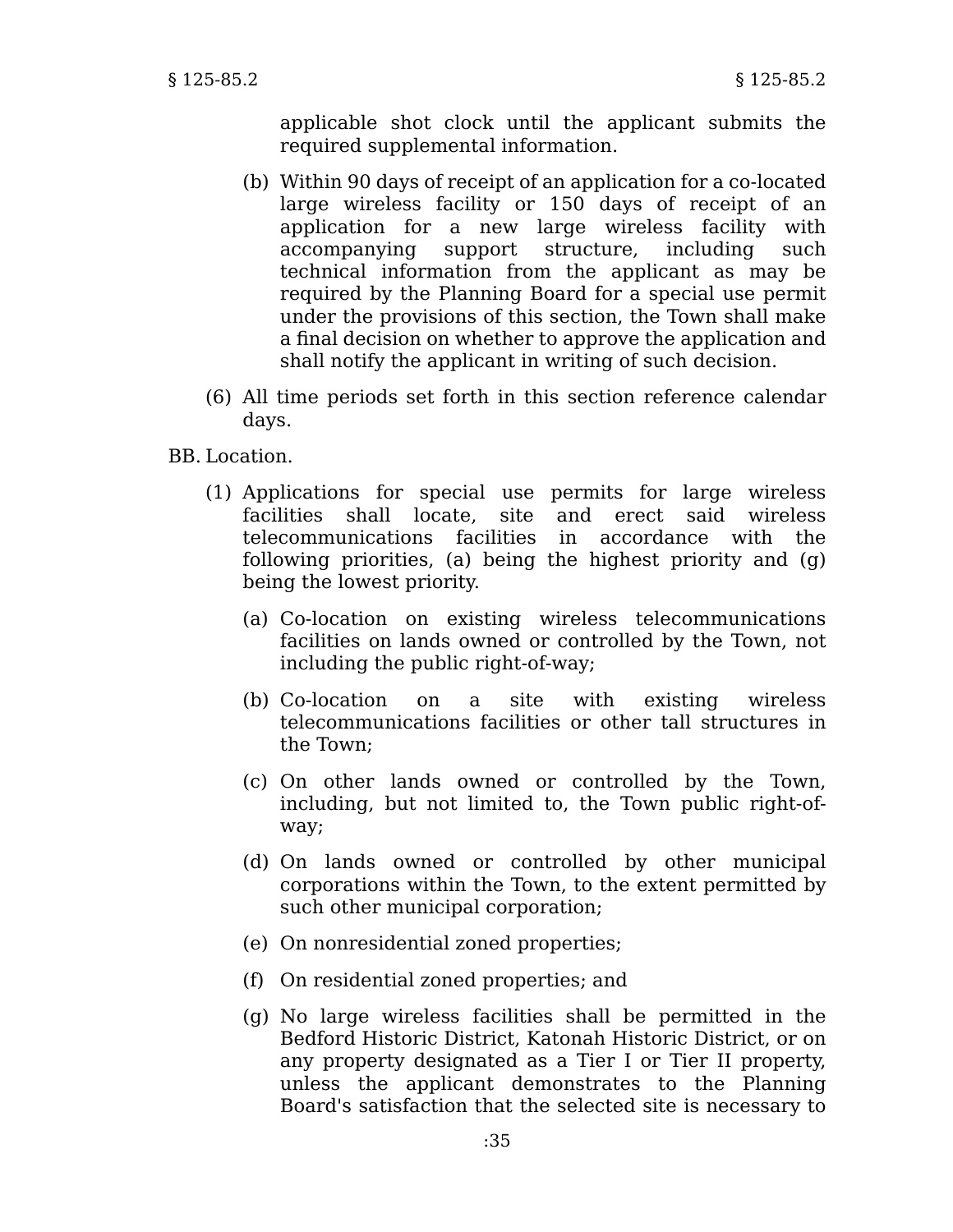applicable shot clock until the applicant submits the required supplemental information.

(b) Within 90 days of receipt of an application for a co-located large wireless facility or 150 days of receipt of an application for a new large wireless facility with accompanying support structure, including such technical information from the applicant as may be required by the Planning Board for a special use permit under the provisions of this section, the Town shall make a final decision on whether to approve the application and shall notify the applicant in writing of such decision.

(6) All time periods set forth in this section reference calendar days.

BB. Location.

(1) Applications for special use permits for large wireless facilities shall locate, site and erect said wireless telecommunications facilities in accordance with the following priorities, (a) being the highest priority and (g) being the lowest priority.

(a) Co-location on existing wireless telecommunications facilities on lands owned or controlled by the Town, not including the public right-of-way;

(b) Co-location on a site with existing wireless telecommunications facilities or other tall structures in the Town;

(c) On other lands owned or controlled by the Town, including, but not limited to, the Town public right-of-way;

(d) On lands owned or controlled by other municipal corporations within the Town, to the extent permitted by such other municipal corporation;

(e) On nonresidential zoned properties;

(f) On residential zoned properties; and

(g) No large wireless facilities shall be permitted in the Bedford Historic District, Katonah Historic District, or on any property designated as a Tier I or Tier II property, unless the applicant demonstrates to the Planning Board's satisfaction that the selected site is necessary to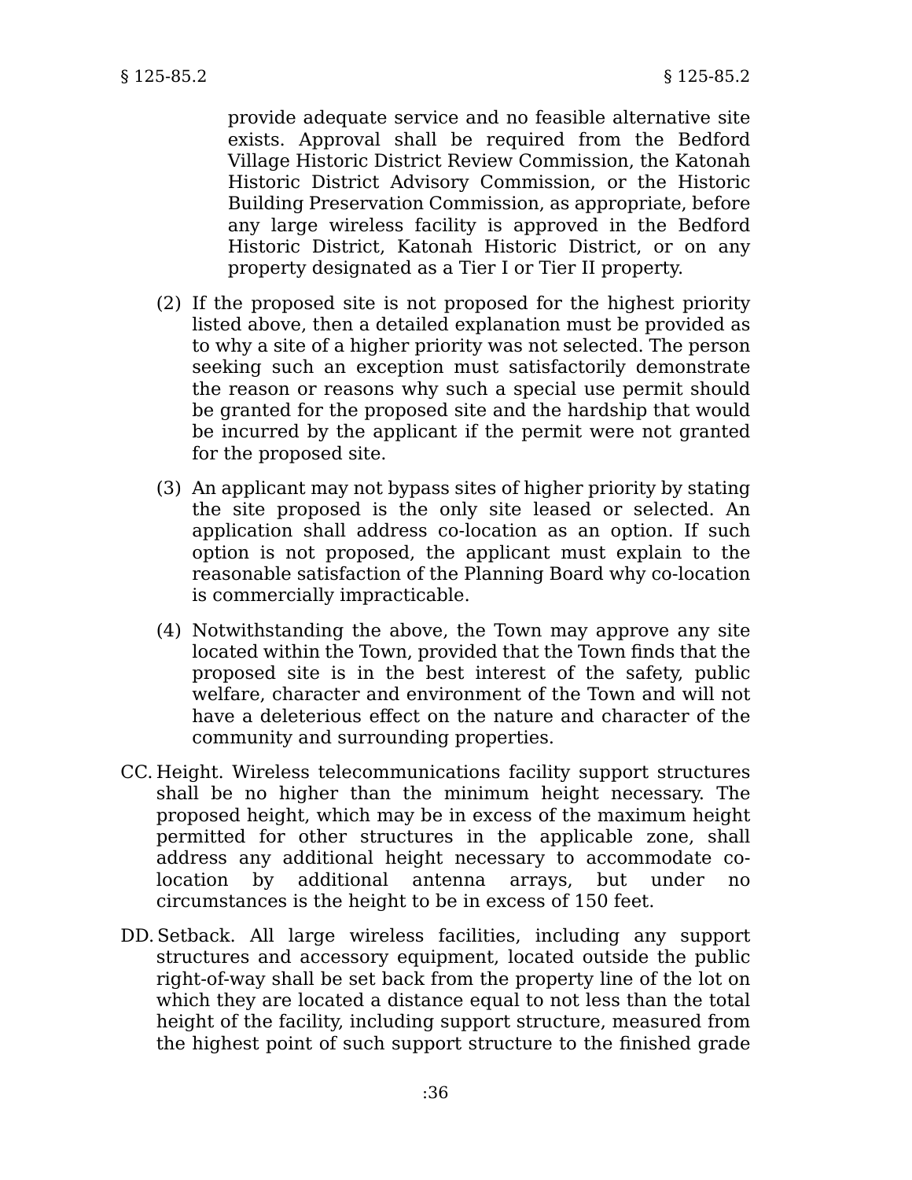provide adequate service and no feasible alternative site exists. Approval shall be required from the Bedford Village Historic District Review Commission, the Katonah Historic District Advisory Commission, or the Historic Building Preservation Commission, as appropriate, before any large wireless facility is approved in the Bedford Historic District, Katonah Historic District, or on any property designated as a Tier I or Tier II property.

(2) If the proposed site is not proposed for the highest priority listed above, then a detailed explanation must be provided as to why a site of a higher priority was not selected. The person seeking such an exception must satisfactorily demonstrate the reason or reasons why such a special use permit should be granted for the proposed site and the hardship that would be incurred by the applicant if the permit were not granted for the proposed site.

(3) An applicant may not bypass sites of higher priority by stating the site proposed is the only site leased or selected. An application shall address co-location as an option. If such option is not proposed, the applicant must explain to the reasonable satisfaction of the Planning Board why co-location is commercially impracticable.

(4) Notwithstanding the above, the Town may approve any site located within the Town, provided that the Town finds that the proposed site is in the best interest of the safety, public welfare, character and environment of the Town and will not have a deleterious effect on the nature and character of the community and surrounding properties.

CC. Height. Wireless telecommunications facility support structures shall be no higher than the minimum height necessary. The proposed height, which may be in excess of the maximum height permitted for other structures in the applicable zone, shall address any additional height necessary to accommodate co-location by additional antenna arrays, but under no circumstances is the height to be in excess of 150 feet.

DD. Setback. All large wireless facilities, including any support structures and accessory equipment, located outside the public right-of-way shall be set back from the property line of the lot on which they are located a distance equal to not less than the total height of the facility, including support structure, measured from the highest point of such support structure to the finished grade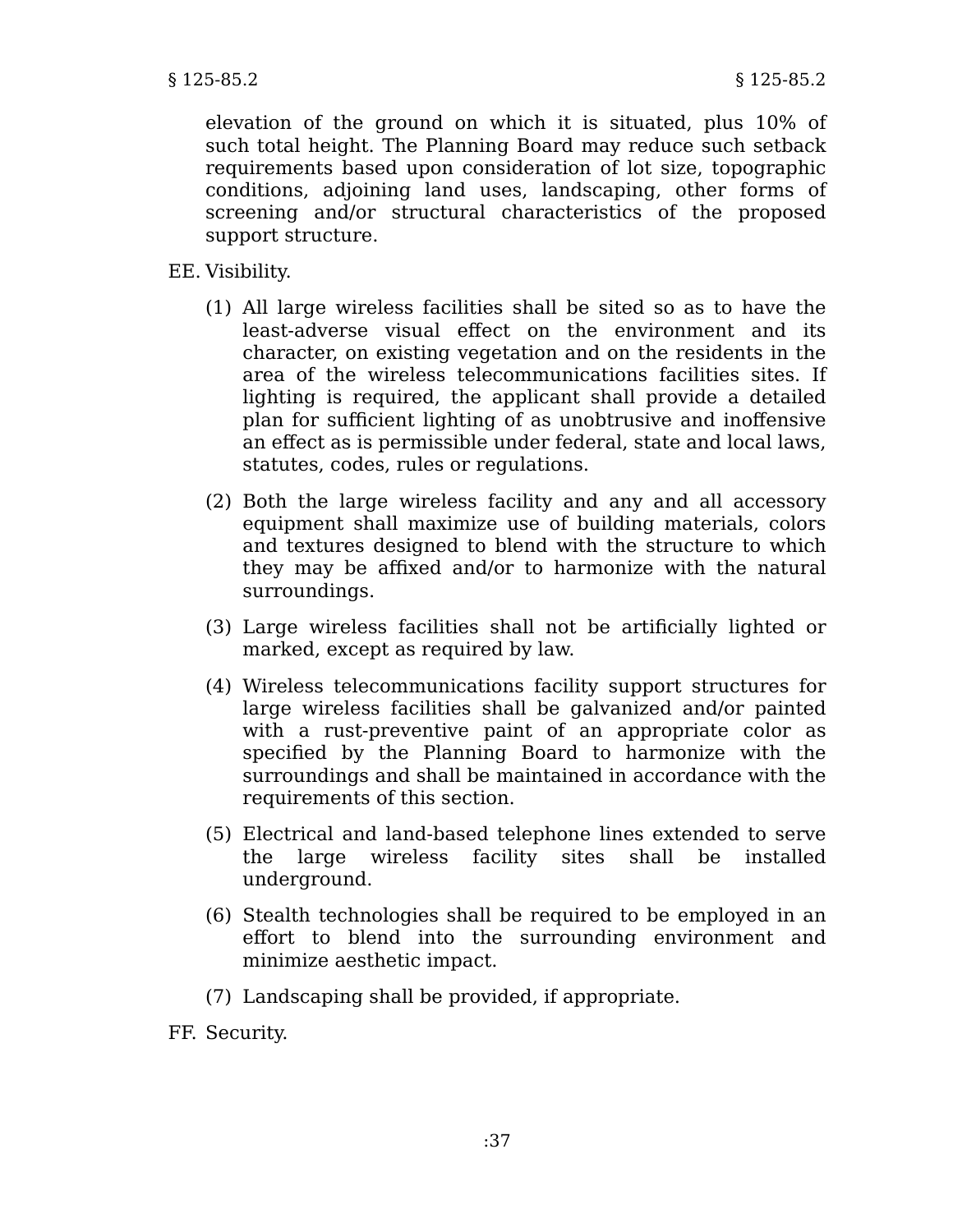elevation of the ground on which it is situated, plus 10% of such total height. The Planning Board may reduce such setback requirements based upon consideration of lot size, topographic conditions, adjoining land uses, landscaping, other forms of screening and/or structural characteristics of the proposed support structure.

EE. Visibility.

(1) All large wireless facilities shall be sited so as to have the least-adverse visual effect on the environment and its character, on existing vegetation and on the residents in the area of the wireless telecommunications facilities sites. If lighting is required, the applicant shall provide a detailed plan for sufficient lighting of as unobtrusive and inoffensive an effect as is permissible under federal, state and local laws, statutes, codes, rules or regulations.

(2) Both the large wireless facility and any and all accessory equipment shall maximize use of building materials, colors and textures designed to blend with the structure to which they may be affixed and/or to harmonize with the natural surroundings.

(3) Large wireless facilities shall not be artificially lighted or marked, except as required by law.

(4) Wireless telecommunications facility support structures for large wireless facilities shall be galvanized and/or painted with a rust-preventive paint of an appropriate color as specified by the Planning Board to harmonize with the surroundings and shall be maintained in accordance with the requirements of this section.

(5) Electrical and land-based telephone lines extended to serve the large wireless facility sites shall be installed underground.

(6) Stealth technologies shall be required to be employed in an effort to blend into the surrounding environment and minimize aesthetic impact.

(7) Landscaping shall be provided, if appropriate.

FF. Security.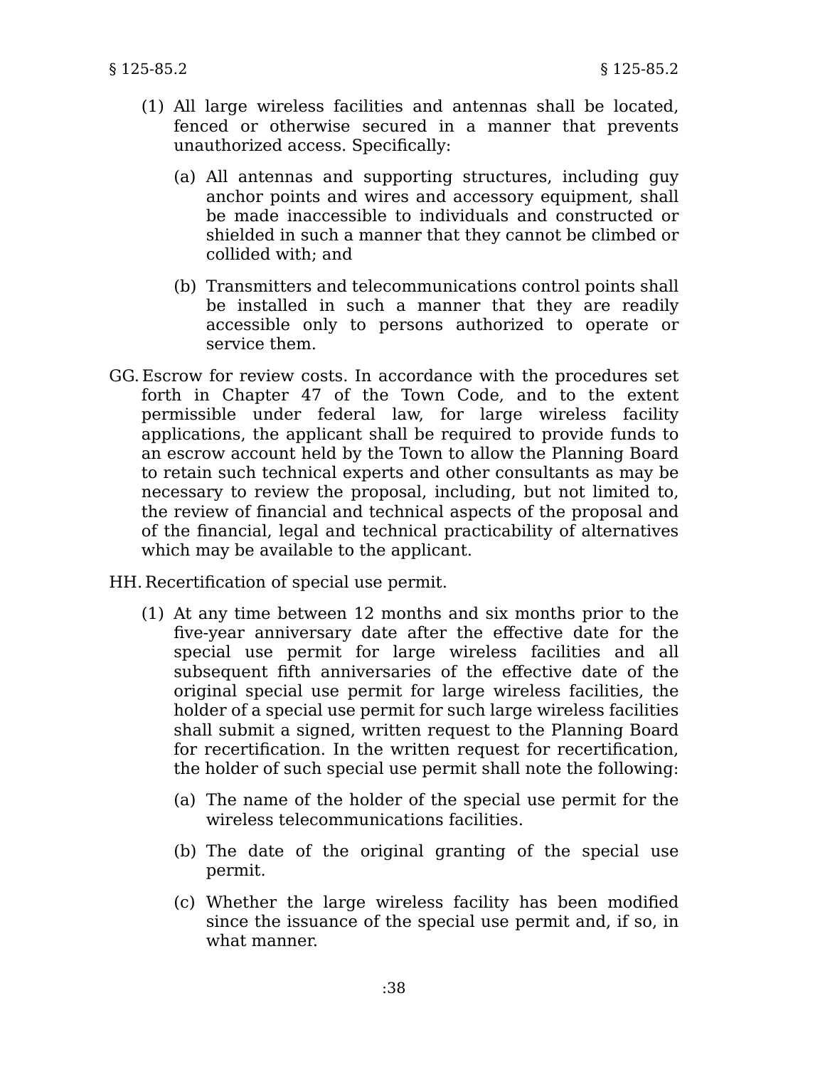(1) All large wireless facilities and antennas shall be located, fenced or otherwise secured in a manner that prevents unauthorized access. Specifically:

   (a) All antennas and supporting structures, including guy anchor points and wires and accessory equipment, shall be made inaccessible to individuals and constructed or shielded in such a manner that they cannot be climbed or collided with; and

   (b) Transmitters and telecommunications control points shall be installed in such a manner that they are readily accessible only to persons authorized to operate or service them.

GG. Escrow for review costs. In accordance with the procedures set forth in Chapter 47 of the Town Code, and to the extent permissible under federal law, for large wireless facility applications, the applicant shall be required to provide funds to an escrow account held by the Town to allow the Planning Board to retain such technical experts and other consultants as may be necessary to review the proposal, including, but not limited to, the review of financial and technical aspects of the proposal and of the financial, legal and technical practicability of alternatives which may be available to the applicant.

HH. Recertification of special use permit.

(1) At any time between 12 months and six months prior to the five-year anniversary date after the effective date for the special use permit for large wireless facilities and all subsequent fifth anniversaries of the effective date of the original special use permit for large wireless facilities, the holder of a special use permit for such large wireless facilities shall submit a signed, written request to the Planning Board for recertification. In the written request for recertification, the holder of such special use permit shall note the following:

   (a) The name of the holder of the special use permit for the wireless telecommunications facilities.

   (b) The date of the original granting of the special use permit.

   (c) Whether the large wireless facility has been modified since the issuance of the special use permit and, if so, in what manner.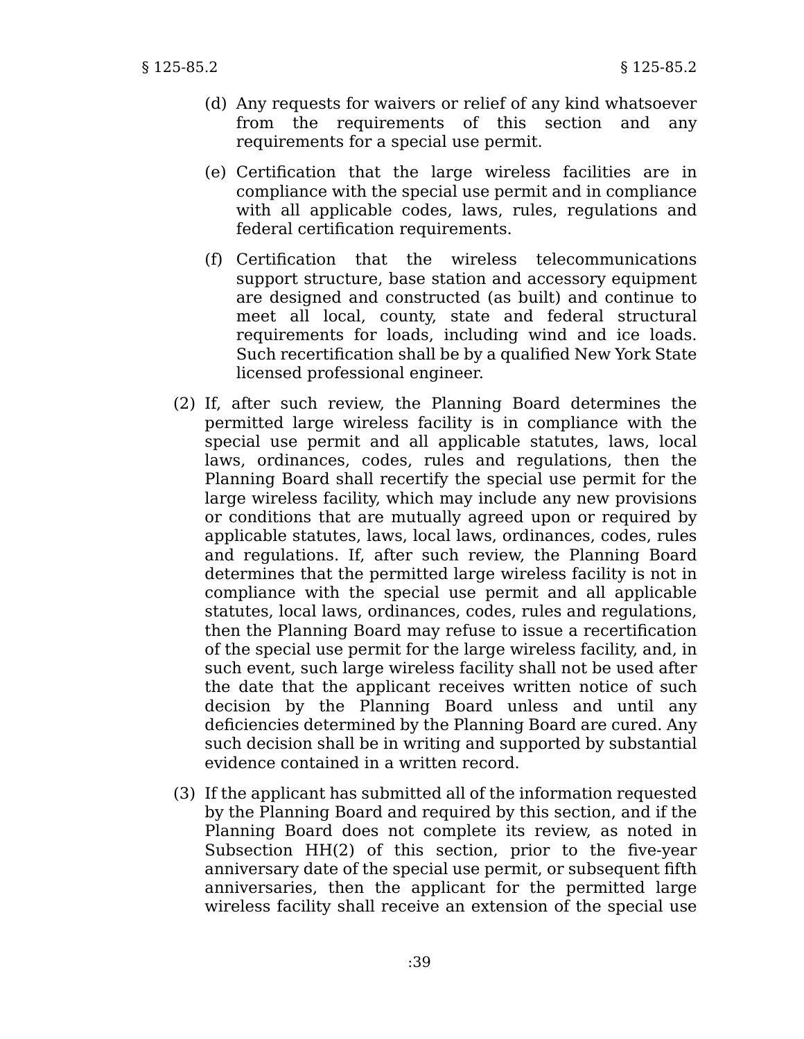(d) Any requests for waivers or relief of any kind whatsoever from the requirements of this section and any requirements for a special use permit.

(e) Certification that the large wireless facilities are in compliance with the special use permit and in compliance with all applicable codes, laws, rules, regulations and federal certification requirements.

(f) Certification that the wireless telecommunications support structure, base station and accessory equipment are designed and constructed (as built) and continue to meet all local, county, state and federal structural requirements for loads, including wind and ice loads. Such recertification shall be by a qualified New York State licensed professional engineer.

(2) If, after such review, the Planning Board determines the permitted large wireless facility is in compliance with the special use permit and all applicable statutes, laws, local laws, ordinances, codes, rules and regulations, then the Planning Board shall recertify the special use permit for the large wireless facility, which may include any new provisions or conditions that are mutually agreed upon or required by applicable statutes, laws, local laws, ordinances, codes, rules and regulations. If, after such review, the Planning Board determines that the permitted large wireless facility is not in compliance with the special use permit and all applicable statutes, local laws, ordinances, codes, rules and regulations, then the Planning Board may refuse to issue a recertification of the special use permit for the large wireless facility, and, in such event, such large wireless facility shall not be used after the date that the applicant receives written notice of such decision by the Planning Board unless and until any deficiencies determined by the Planning Board are cured. Any such decision shall be in writing and supported by substantial evidence contained in a written record.

(3) If the applicant has submitted all of the information requested by the Planning Board and required by this section, and if the Planning Board does not complete its review, as noted in Subsection HH(2) of this section, prior to the five-year anniversary date of the special use permit, or subsequent fifth anniversaries, then the applicant for the permitted large wireless facility shall receive an extension of the special use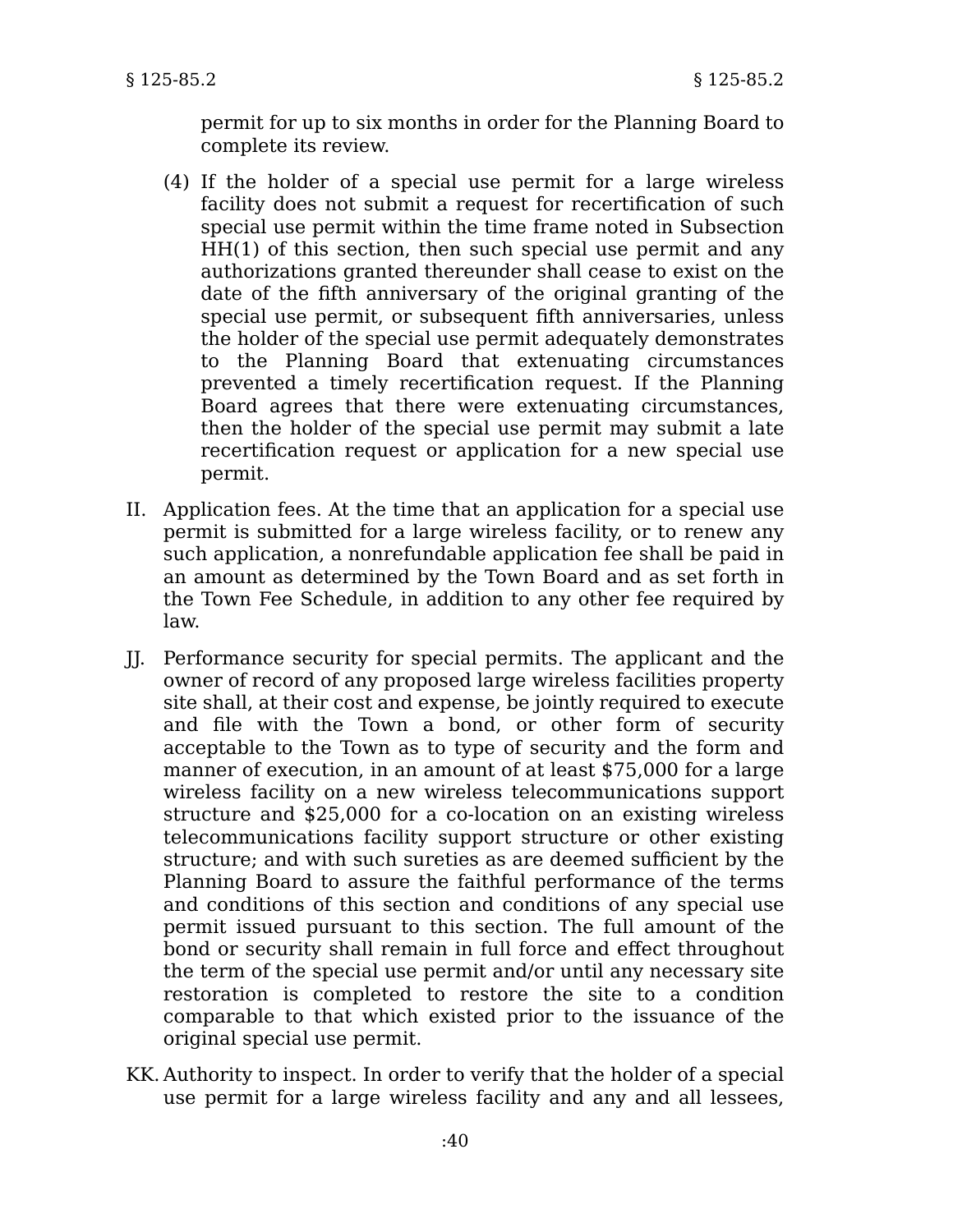permit for up to six months in order for the Planning Board to complete its review.

(4) If the holder of a special use permit for a large wireless facility does not submit a request for recertification of such special use permit within the time frame noted in Subsection HH(1) of this section, then such special use permit and any authorizations granted thereunder shall cease to exist on the date of the fifth anniversary of the original granting of the special use permit, or subsequent fifth anniversaries, unless the holder of the special use permit adequately demonstrates to the Planning Board that extenuating circumstances prevented a timely recertification request. If the Planning Board agrees that there were extenuating circumstances, then the holder of the special use permit may submit a late recertification request or application for a new special use permit.

II. Application fees. At the time that an application for a special use permit is submitted for a large wireless facility, or to renew any such application, a nonrefundable application fee shall be paid in an amount as determined by the Town Board and as set forth in the Town Fee Schedule, in addition to any other fee required by law.

JJ. Performance security for special permits. The applicant and the owner of record of any proposed large wireless facilities property site shall, at their cost and expense, be jointly required to execute and file with the Town a bond, or other form of security acceptable to the Town as to type of security and the form and manner of execution, in an amount of at least $75,000 for a large wireless facility on a new wireless telecommunications support structure and $25,000 for a co-location on an existing wireless telecommunications facility support structure or other existing structure; and with such sureties as are deemed sufficient by the Planning Board to assure the faithful performance of the terms and conditions of this section and conditions of any special use permit issued pursuant to this section. The full amount of the bond or security shall remain in full force and effect throughout the term of the special use permit and/or until any necessary site restoration is completed to restore the site to a condition comparable to that which existed prior to the issuance of the original special use permit.

KK. Authority to inspect. In order to verify that the holder of a special use permit for a large wireless facility and any and all lessees,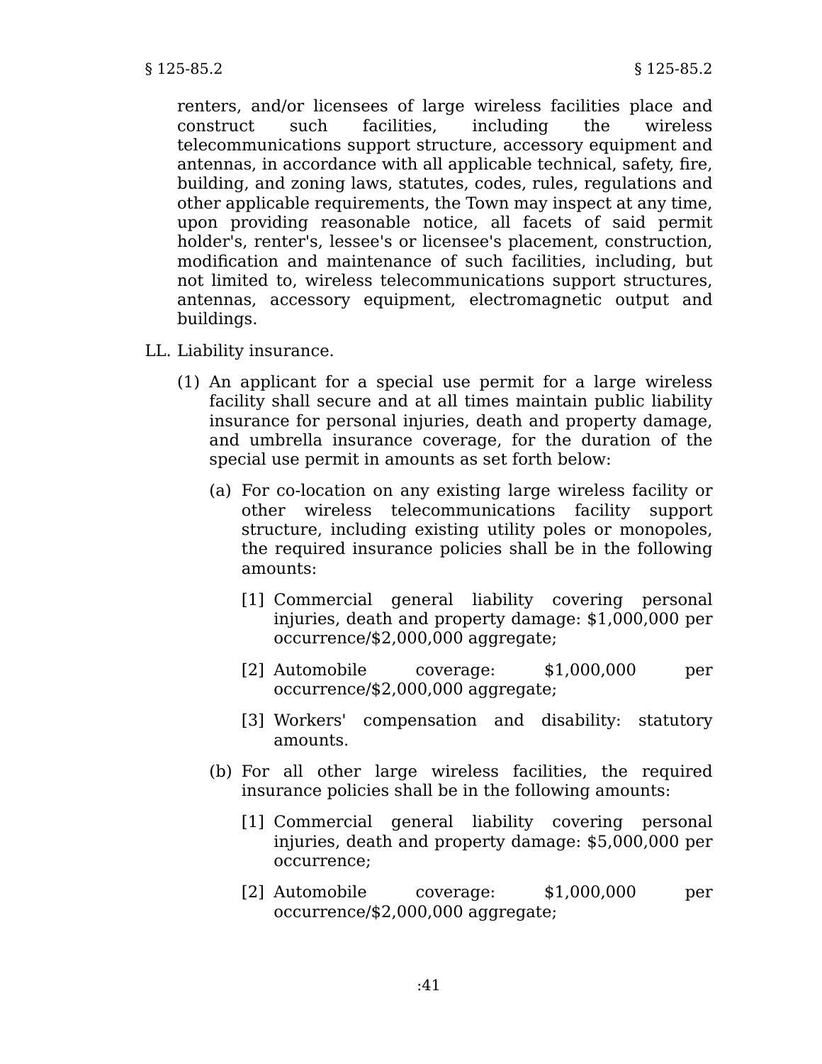renters, and/or licensees of large wireless facilities place and construct such facilities, including the wireless telecommunications support structure, accessory equipment and antennas, in accordance with all applicable technical, safety, fire, building, and zoning laws, statutes, codes, rules, regulations and other applicable requirements, the Town may inspect at any time, upon providing reasonable notice, all facets of said permit holder's, renter's, lessee's or licensee's placement, construction, modification and maintenance of such facilities, including, but not limited to, wireless telecommunications support structures, antennas, accessory equipment, electromagnetic output and buildings.

LL. Liability insurance.

(1) An applicant for a special use permit for a large wireless facility shall secure and at all times maintain public liability insurance for personal injuries, death and property damage, and umbrella insurance coverage, for the duration of the special use permit in amounts as set forth below:

(a) For co-location on any existing large wireless facility or other wireless telecommunications facility support structure, including existing utility poles or monopoles, the required insurance policies shall be in the following amounts:

[1] Commercial general liability covering personal injuries, death and property damage: $1,000,000 per occurrence/$2,000,000 aggregate;

[2] Automobile coverage: $1,000,000 per occurrence/$2,000,000 aggregate;

[3] Workers' compensation and disability: statutory amounts.

(b) For all other large wireless facilities, the required insurance policies shall be in the following amounts:

[1] Commercial general liability covering personal injuries, death and property damage: $5,000,000 per occurrence;

[2] Automobile coverage: $1,000,000 per occurrence/$2,000,000 aggregate;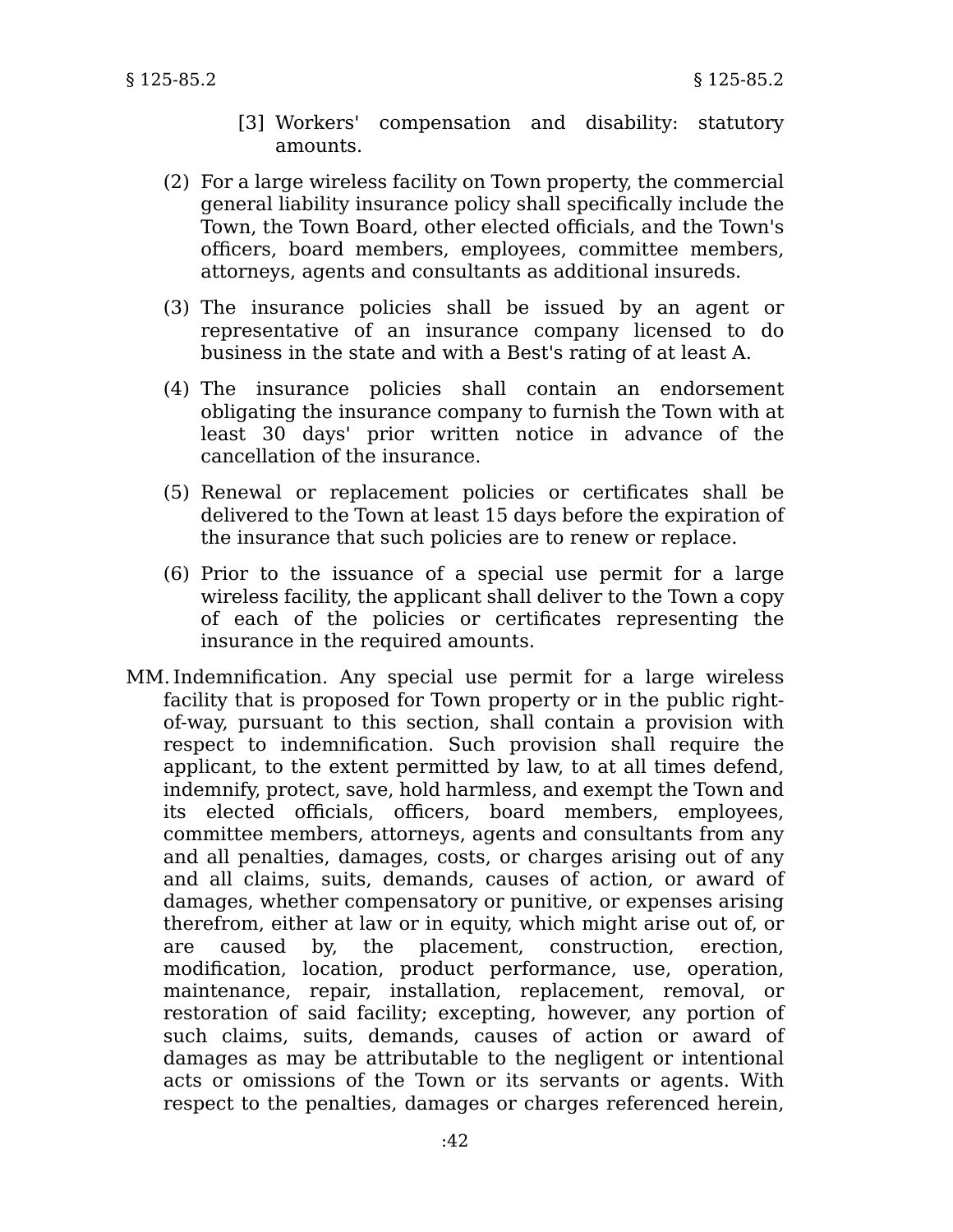[3] Workers' compensation and disability: statutory amounts.

(2) For a large wireless facility on Town property, the commercial general liability insurance policy shall specifically include the Town, the Town Board, other elected officials, and the Town's officers, board members, employees, committee members, attorneys, agents and consultants as additional insureds.

(3) The insurance policies shall be issued by an agent or representative of an insurance company licensed to do business in the state and with a Best's rating of at least A.

(4) The insurance policies shall contain an endorsement obligating the insurance company to furnish the Town with at least 30 days' prior written notice in advance of the cancellation of the insurance.

(5) Renewal or replacement policies or certificates shall be delivered to the Town at least 15 days before the expiration of the insurance that such policies are to renew or replace.

(6) Prior to the issuance of a special use permit for a large wireless facility, the applicant shall deliver to the Town a copy of each of the policies or certificates representing the insurance in the required amounts.

MM. Indemnification. Any special use permit for a large wireless facility that is proposed for Town property or in the public right-of-way, pursuant to this section, shall contain a provision with respect to indemnification. Such provision shall require the applicant, to the extent permitted by law, to at all times defend, indemnify, protect, save, hold harmless, and exempt the Town and its elected officials, officers, board members, employees, committee members, attorneys, agents and consultants from any and all penalties, damages, costs, or charges arising out of any and all claims, suits, demands, causes of action, or award of damages, whether compensatory or punitive, or expenses arising therefrom, either at law or in equity, which might arise out of, or are caused by, the placement, construction, erection, modification, location, product performance, use, operation, maintenance, repair, installation, replacement, removal, or restoration of said facility; excepting, however, any portion of such claims, suits, demands, causes of action or award of damages as may be attributable to the negligent or intentional acts or omissions of the Town or its servants or agents. With respect to the penalties, damages or charges referenced herein,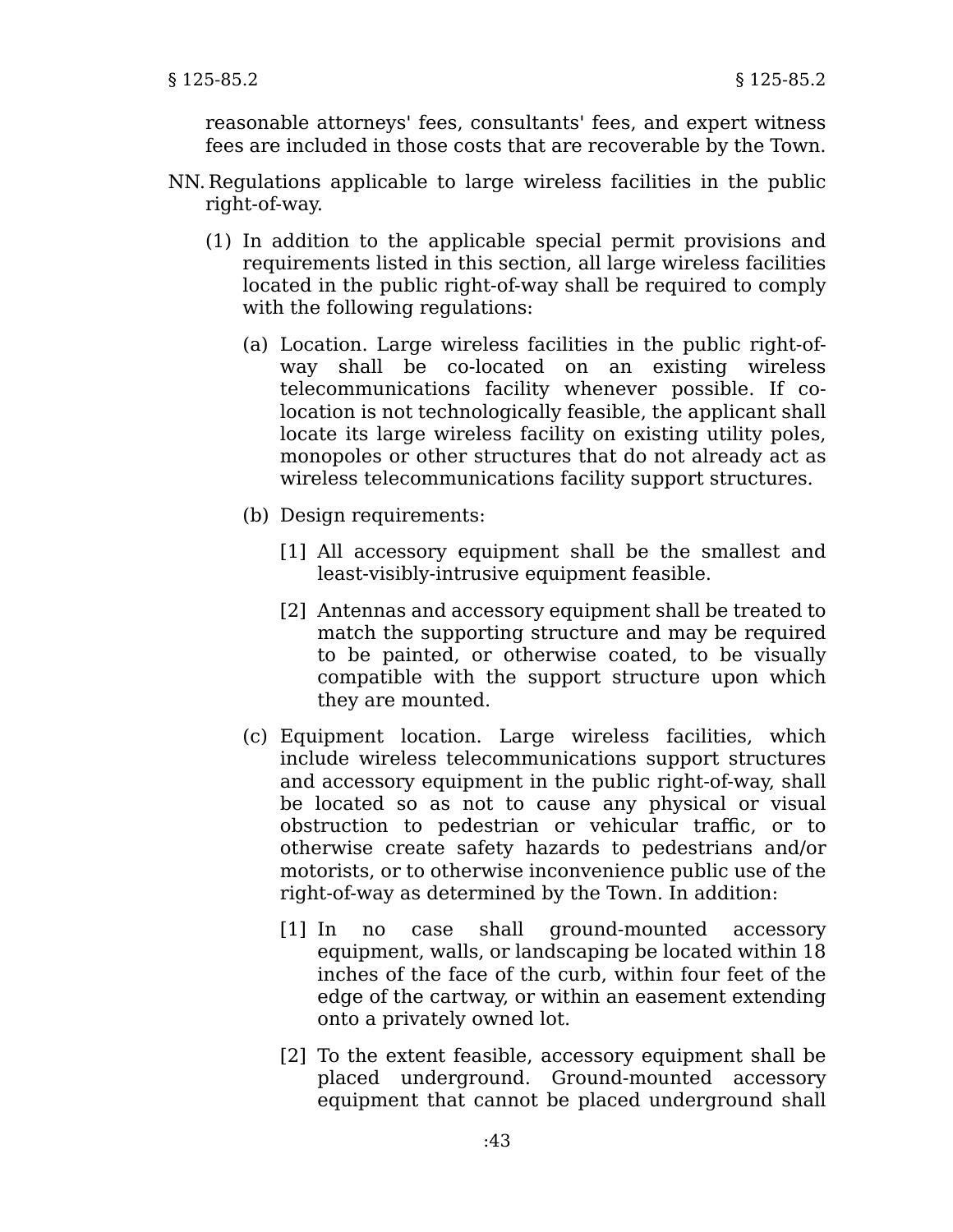reasonable attorneys' fees, consultants' fees, and expert witness fees are included in those costs that are recoverable by the Town.

NN. Regulations applicable to large wireless facilities in the public right-of-way.

(1) In addition to the applicable special permit provisions and requirements listed in this section, all large wireless facilities located in the public right-of-way shall be required to comply with the following regulations:

(a) Location. Large wireless facilities in the public right-of-way shall be co-located on an existing wireless telecommunications facility whenever possible. If co-location is not technologically feasible, the applicant shall locate its large wireless facility on existing utility poles, monopoles or other structures that do not already act as wireless telecommunications facility support structures.

(b) Design requirements:

[1] All accessory equipment shall be the smallest and least-visibly-intrusive equipment feasible.

[2] Antennas and accessory equipment shall be treated to match the supporting structure and may be required to be painted, or otherwise coated, to be visually compatible with the support structure upon which they are mounted.

(c) Equipment location. Large wireless facilities, which include wireless telecommunications support structures and accessory equipment in the public right-of-way, shall be located so as not to cause any physical or visual obstruction to pedestrian or vehicular traffic, or to otherwise create safety hazards to pedestrians and/or motorists, or to otherwise inconvenience public use of the right-of-way as determined by the Town. In addition:

[1] In no case shall ground-mounted accessory equipment, walls, or landscaping be located within 18 inches of the face of the curb, within four feet of the edge of the cartway, or within an easement extending onto a privately owned lot.

[2] To the extent feasible, accessory equipment shall be placed underground. Ground-mounted accessory equipment that cannot be placed underground shall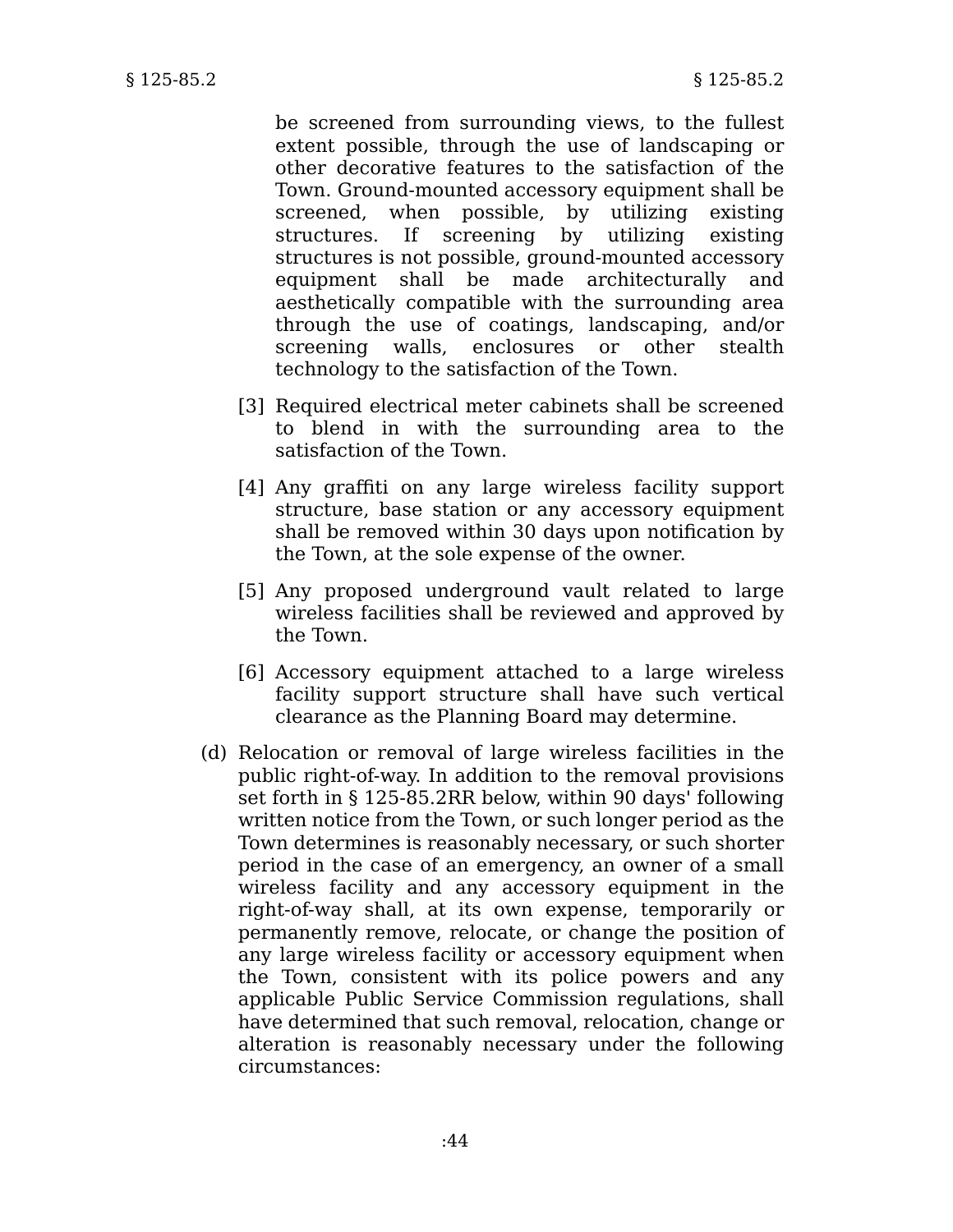be screened from surrounding views, to the fullest extent possible, through the use of landscaping or other decorative features to the satisfaction of the Town. Ground-mounted accessory equipment shall be screened, when possible, by utilizing existing structures. If screening by utilizing existing structures is not possible, ground-mounted accessory equipment shall be made architecturally and aesthetically compatible with the surrounding area through the use of coatings, landscaping, and/or screening walls, enclosures or other stealth technology to the satisfaction of the Town.

[3] Required electrical meter cabinets shall be screened to blend in with the surrounding area to the satisfaction of the Town.

[4] Any graffiti on any large wireless facility support structure, base station or any accessory equipment shall be removed within 30 days upon notification by the Town, at the sole expense of the owner.

[5] Any proposed underground vault related to large wireless facilities shall be reviewed and approved by the Town.

[6] Accessory equipment attached to a large wireless facility support structure shall have such vertical clearance as the Planning Board may determine.

(d) Relocation or removal of large wireless facilities in the public right-of-way. In addition to the removal provisions set forth in § 125-85.2RR below, within 90 days' following written notice from the Town, or such longer period as the Town determines is reasonably necessary, or such shorter period in the case of an emergency, an owner of a small wireless facility and any accessory equipment in the right-of-way shall, at its own expense, temporarily or permanently remove, relocate, or change the position of any large wireless facility or accessory equipment when the Town, consistent with its police powers and any applicable Public Service Commission regulations, shall have determined that such removal, relocation, change or alteration is reasonably necessary under the following circumstances: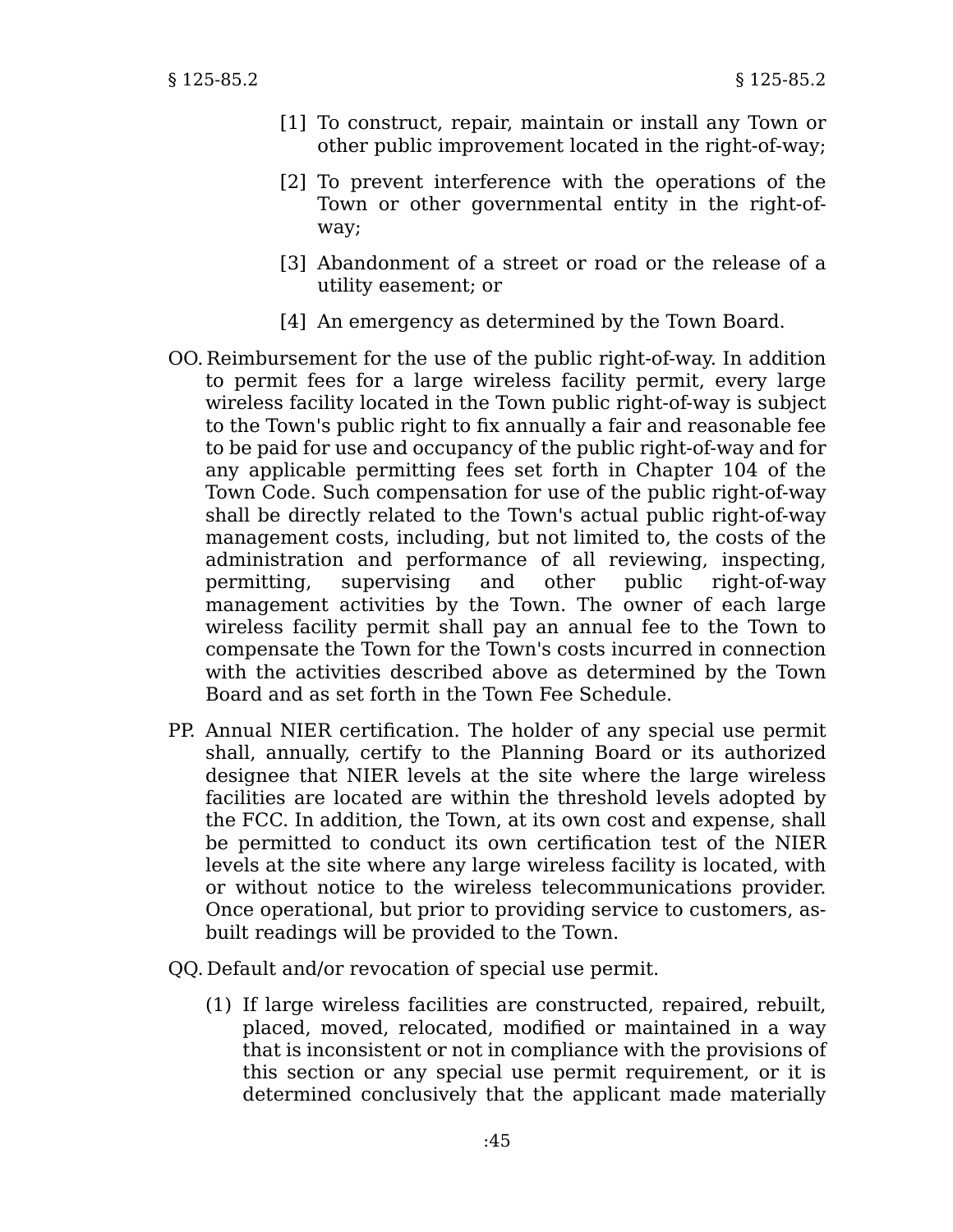[1] To construct, repair, maintain or install any Town or other public improvement located in the right-of-way;

[2] To prevent interference with the operations of the Town or other governmental entity in the right-of-way;

[3] Abandonment of a street or road or the release of a utility easement; or

[4] An emergency as determined by the Town Board.

OO. Reimbursement for the use of the public right-of-way. In addition to permit fees for a large wireless facility permit, every large wireless facility located in the Town public right-of-way is subject to the Town's public right to fix annually a fair and reasonable fee to be paid for use and occupancy of the public right-of-way and for any applicable permitting fees set forth in Chapter 104 of the Town Code. Such compensation for use of the public right-of-way shall be directly related to the Town's actual public right-of-way management costs, including, but not limited to, the costs of the administration and performance of all reviewing, inspecting, permitting, supervising and other public right-of-way management activities by the Town. The owner of each large wireless facility permit shall pay an annual fee to the Town to compensate the Town for the Town's costs incurred in connection with the activities described above as determined by the Town Board and as set forth in the Town Fee Schedule.

PP. Annual NIER certification. The holder of any special use permit shall, annually, certify to the Planning Board or its authorized designee that NIER levels at the site where the large wireless facilities are located are within the threshold levels adopted by the FCC. In addition, the Town, at its own cost and expense, shall be permitted to conduct its own certification test of the NIER levels at the site where any large wireless facility is located, with or without notice to the wireless telecommunications provider. Once operational, but prior to providing service to customers, as-built readings will be provided to the Town.

QQ. Default and/or revocation of special use permit.

(1) If large wireless facilities are constructed, repaired, rebuilt, placed, moved, relocated, modified or maintained in a way that is inconsistent or not in compliance with the provisions of this section or any special use permit requirement, or it is determined conclusively that the applicant made materially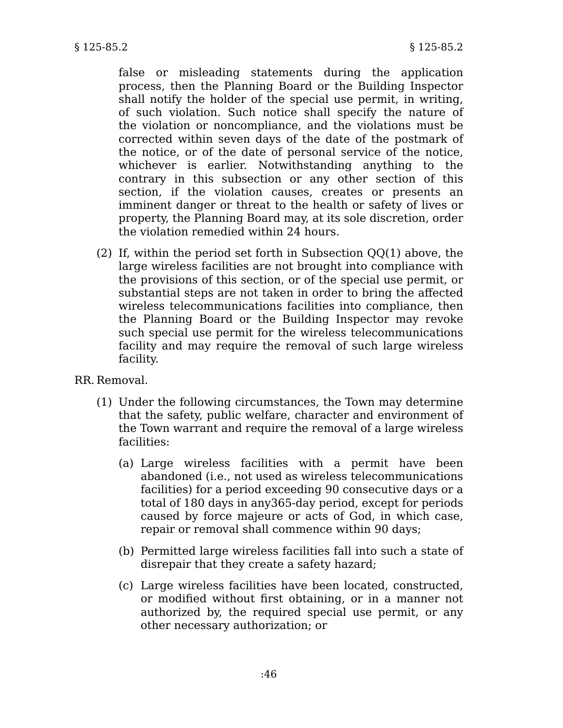false or misleading statements during the application process, then the Planning Board or the Building Inspector shall notify the holder of the special use permit, in writing, of such violation. Such notice shall specify the nature of the violation or noncompliance, and the violations must be corrected within seven days of the date of the postmark of the notice, or of the date of personal service of the notice, whichever is earlier. Notwithstanding anything to the contrary in this subsection or any other section of this section, if the violation causes, creates or presents an imminent danger or threat to the health or safety of lives or property, the Planning Board may, at its sole discretion, order the violation remedied within 24 hours.

(2) If, within the period set forth in Subsection QQ(1) above, the large wireless facilities are not brought into compliance with the provisions of this section, or of the special use permit, or substantial steps are not taken in order to bring the affected wireless telecommunications facilities into compliance, then the Planning Board or the Building Inspector may revoke such special use permit for the wireless telecommunications facility and may require the removal of such large wireless facility.

RR. Removal.

(1) Under the following circumstances, the Town may determine that the safety, public welfare, character and environment of the Town warrant and require the removal of a large wireless facilities:

(a) Large wireless facilities with a permit have been abandoned (i.e., not used as wireless telecommunications facilities) for a period exceeding 90 consecutive days or a total of 180 days in any365-day period, except for periods caused by force majeure or acts of God, in which case, repair or removal shall commence within 90 days;

(b) Permitted large wireless facilities fall into such a state of disrepair that they create a safety hazard;

(c) Large wireless facilities have been located, constructed, or modified without first obtaining, or in a manner not authorized by, the required special use permit, or any other necessary authorization; or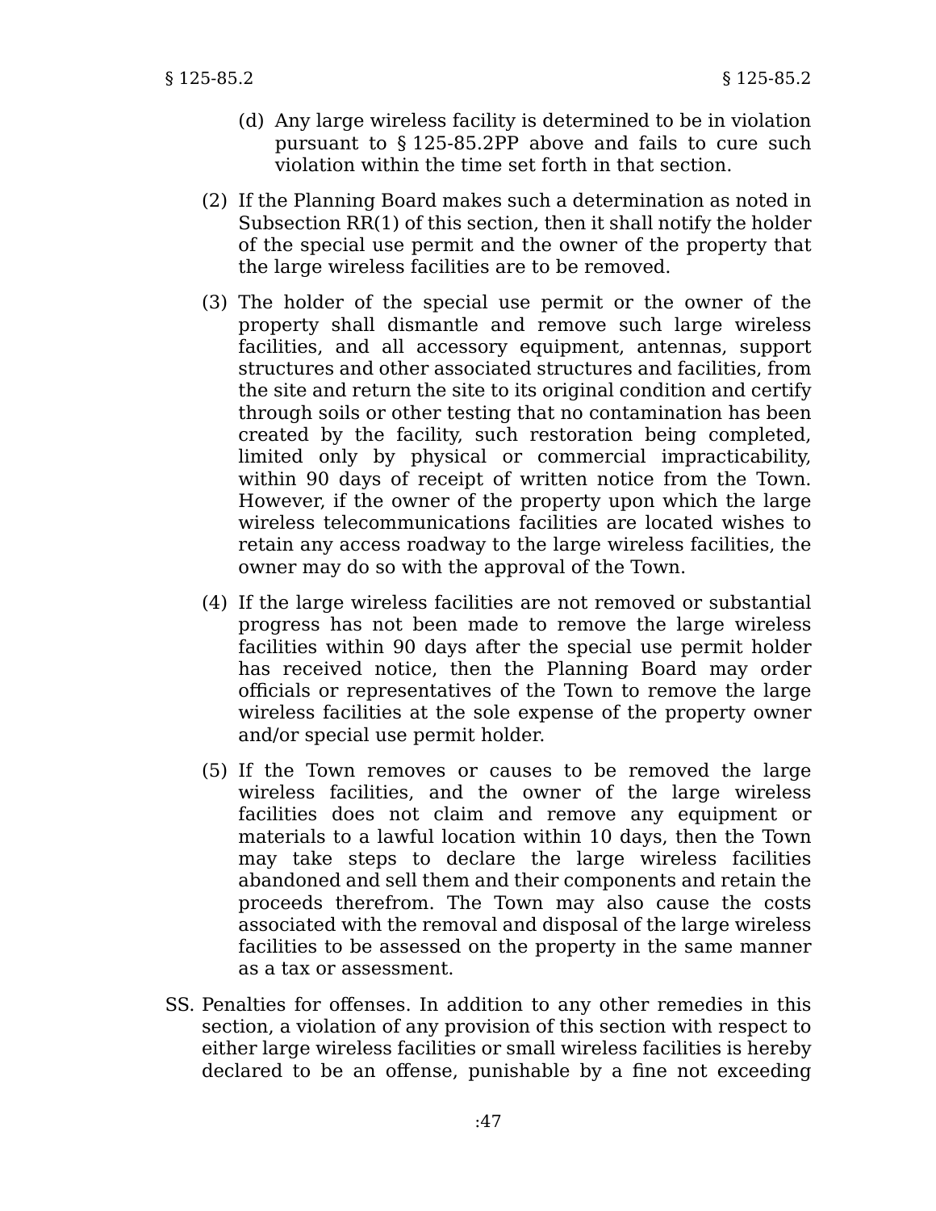(d) Any large wireless facility is determined to be in violation pursuant to § 125-85.2PP above and fails to cure such violation within the time set forth in that section.

(2) If the Planning Board makes such a determination as noted in Subsection RR(1) of this section, then it shall notify the holder of the special use permit and the owner of the property that the large wireless facilities are to be removed.

(3) The holder of the special use permit or the owner of the property shall dismantle and remove such large wireless facilities, and all accessory equipment, antennas, support structures and other associated structures and facilities, from the site and return the site to its original condition and certify through soils or other testing that no contamination has been created by the facility, such restoration being completed, limited only by physical or commercial impracticability, within 90 days of receipt of written notice from the Town. However, if the owner of the property upon which the large wireless telecommunications facilities are located wishes to retain any access roadway to the large wireless facilities, the owner may do so with the approval of the Town.

(4) If the large wireless facilities are not removed or substantial progress has not been made to remove the large wireless facilities within 90 days after the special use permit holder has received notice, then the Planning Board may order officials or representatives of the Town to remove the large wireless facilities at the sole expense of the property owner and/or special use permit holder.

(5) If the Town removes or causes to be removed the large wireless facilities, and the owner of the large wireless facilities does not claim and remove any equipment or materials to a lawful location within 10 days, then the Town may take steps to declare the large wireless facilities abandoned and sell them and their components and retain the proceeds therefrom. The Town may also cause the costs associated with the removal and disposal of the large wireless facilities to be assessed on the property in the same manner as a tax or assessment.

SS. Penalties for offenses. In addition to any other remedies in this section, a violation of any provision of this section with respect to either large wireless facilities or small wireless facilities is hereby declared to be an offense, punishable by a fine not exceeding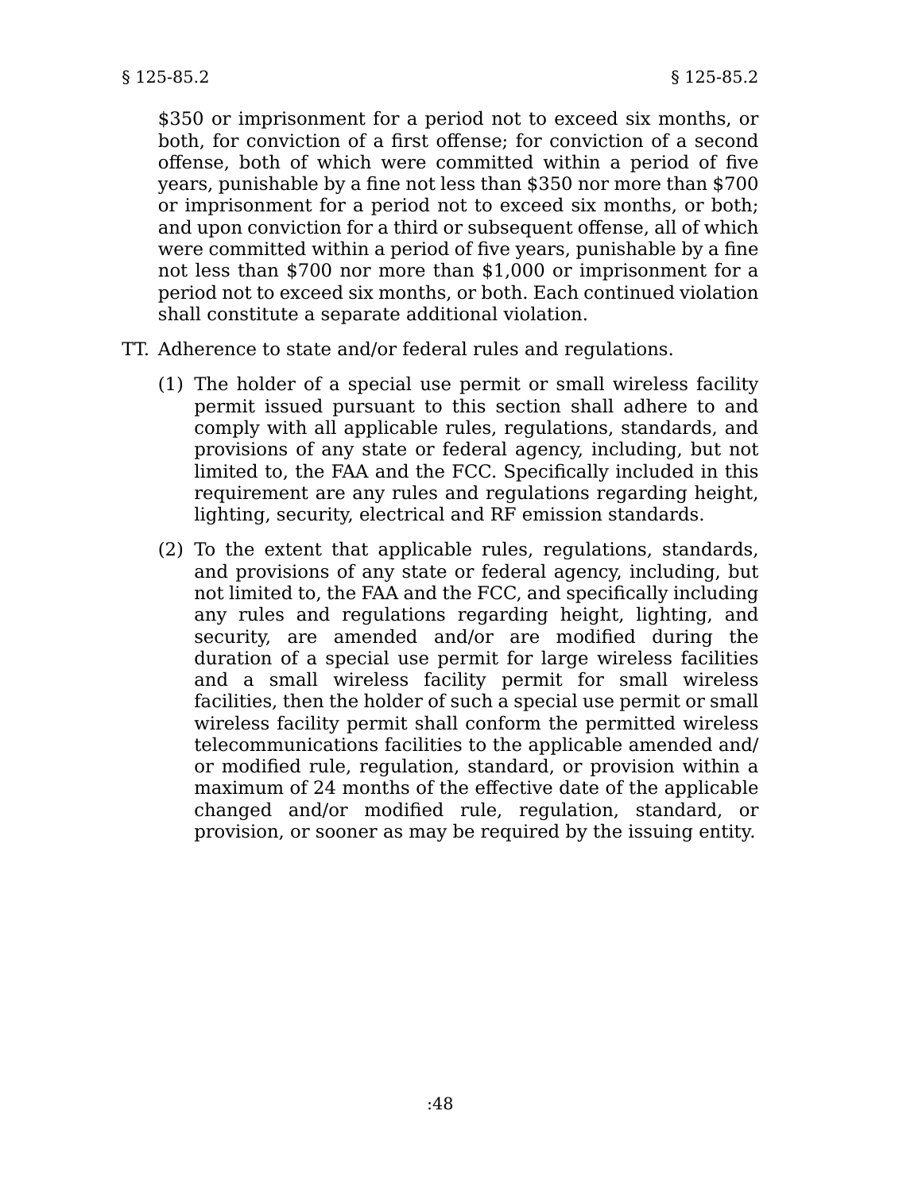$350 or imprisonment for a period not to exceed six months, or both, for conviction of a first offense; for conviction of a second offense, both of which were committed within a period of five years, punishable by a fine not less than $350 nor more than $700 or imprisonment for a period not to exceed six months, or both; and upon conviction for a third or subsequent offense, all of which were committed within a period of five years, punishable by a fine not less than $700 nor more than $1,000 or imprisonment for a period not to exceed six months, or both. Each continued violation shall constitute a separate additional violation.

TT. Adherence to state and/or federal rules and regulations.

(1) The holder of a special use permit or small wireless facility permit issued pursuant to this section shall adhere to and comply with all applicable rules, regulations, standards, and provisions of any state or federal agency, including, but not limited to, the FAA and the FCC. Specifically included in this requirement are any rules and regulations regarding height, lighting, security, electrical and RF emission standards.

(2) To the extent that applicable rules, regulations, standards, and provisions of any state or federal agency, including, but not limited to, the FAA and the FCC, and specifically including any rules and regulations regarding height, lighting, and security, are amended and/or are modified during the duration of a special use permit for large wireless facilities and a small wireless facility permit for small wireless facilities, then the holder of such a special use permit or small wireless facility permit shall conform the permitted wireless telecommunications facilities to the applicable amended and/or modified rule, regulation, standard, or provision within a maximum of 24 months of the effective date of the applicable changed and/or modified rule, regulation, standard, or provision, or sooner as may be required by the issuing entity.